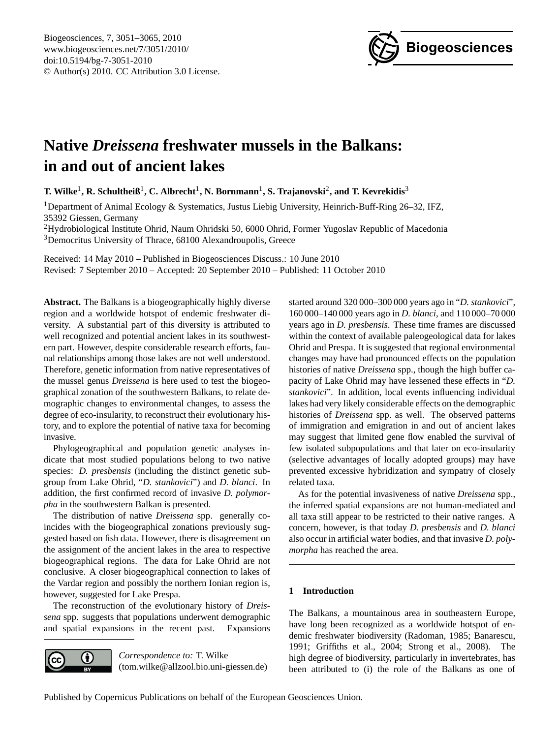# Native *Dreissena* freshwater mussels in the Balkans: in and out of ancient lakes

**T. Wilke**[1], **R. Schultheiß**[1], **C. Albrecht**[1], **N. Bornmann**[1], **S. Trajanovski**[2], **and T. Kevrekidis**[3]

[1]Department of Animal Ecology & Systematics, Justus Liebig University, Heinrich-Buff-Ring 26–32, IFZ, 35392 Giessen, Germany

[2]Hydrobiological Institute Ohrid, Naum Ohridski 50, 6000 Ohrid, Former Yugoslav Republic of Macedonia

[3]Democritus University of Thrace, 68100 Alexandroupolis, Greece

Received: 14 May 2010 – Published in Biogeosciences Discuss.: 10 June 2010
Revised: 7 September 2010 – Accepted: 20 September 2010 – Published: 11 October 2010

**Abstract.** The Balkans is a biogeographically highly diverse region and a worldwide hotspot of endemic freshwater diversity. A substantial part of this diversity is attributed to well recognized and potential ancient lakes in its southwestern part. However, despite considerable research efforts, faunal relationships among those lakes are not well understood. Therefore, genetic information from native representatives of the mussel genus *Dreissena* is here used to test the biogeographical zonation of the southwestern Balkans, to relate demographic changes to environmental changes, to assess the degree of eco-insularity, to reconstruct their evolutionary history, and to explore the potential of native taxa for becoming invasive.

Phylogeographical and population genetic analyses indicate that most studied populations belong to two native species: *D. presbensis* (including the distinct genetic subgroup from Lake Ohrid, "*D. stankovici*") and *D. blanci*. In addition, the first confirmed record of invasive *D. polymorpha* in the southwestern Balkan is presented.

The distribution of native *Dreissena* spp. generally coincides with the biogeographical zonations previously suggested based on fish data. However, there is disagreement on the assignment of the ancient lakes in the area to respective biogeographical regions. The data for Lake Ohrid are not conclusive. A closer biogeographical connection to lakes of the Vardar region and possibly the northern Ionian region is, however, suggested for Lake Prespa.

The reconstruction of the evolutionary history of *Dreissena* spp. suggests that populations underwent demographic and spatial expansions in the recent past. Expansions started around 320 000–300 000 years ago in "*D. stankovici*", 160 000–140 000 years ago in *D. blanci*, and 110 000–70 000 years ago in *D. presbensis*. These time frames are discussed within the context of available paleogeological data for lakes Ohrid and Prespa. It is suggested that regional environmental changes may have had pronounced effects on the population histories of native *Dreissena* spp., though the high buffer capacity of Lake Ohrid may have lessened these effects in "*D. stankovici*". In addition, local events influencing individual lakes had very likely considerable effects on the demographic histories of *Dreissena* spp. as well. The observed patterns of immigration and emigration in and out of ancient lakes may suggest that limited gene flow enabled the survival of few isolated subpopulations and that later on eco-insularity (selective advantages of locally adopted groups) may have prevented excessive hybridization and sympatry of closely related taxa.

As for the potential invasiveness of native *Dreissena* spp., the inferred spatial expansions are not human-mediated and all taxa still appear to be restricted to their native ranges. A concern, however, is that today *D. presbensis* and *D. blanci* also occur in artificial water bodies, and that invasive *D. polymorpha* has reached the area.

*Correspondence to:* T. Wilke (tom.wilke@allzool.bio.uni-giessen.de)

## 1 Introduction

The Balkans, a mountainous area in southeastern Europe, have long been recognized as a worldwide hotspot of endemic freshwater biodiversity (Radoman, 1985; Banarescu, 1991; Griffiths et al., 2004; Strong et al., 2008). The high degree of biodiversity, particularly in invertebrates, has been attributed to (i) the role of the Balkans as one of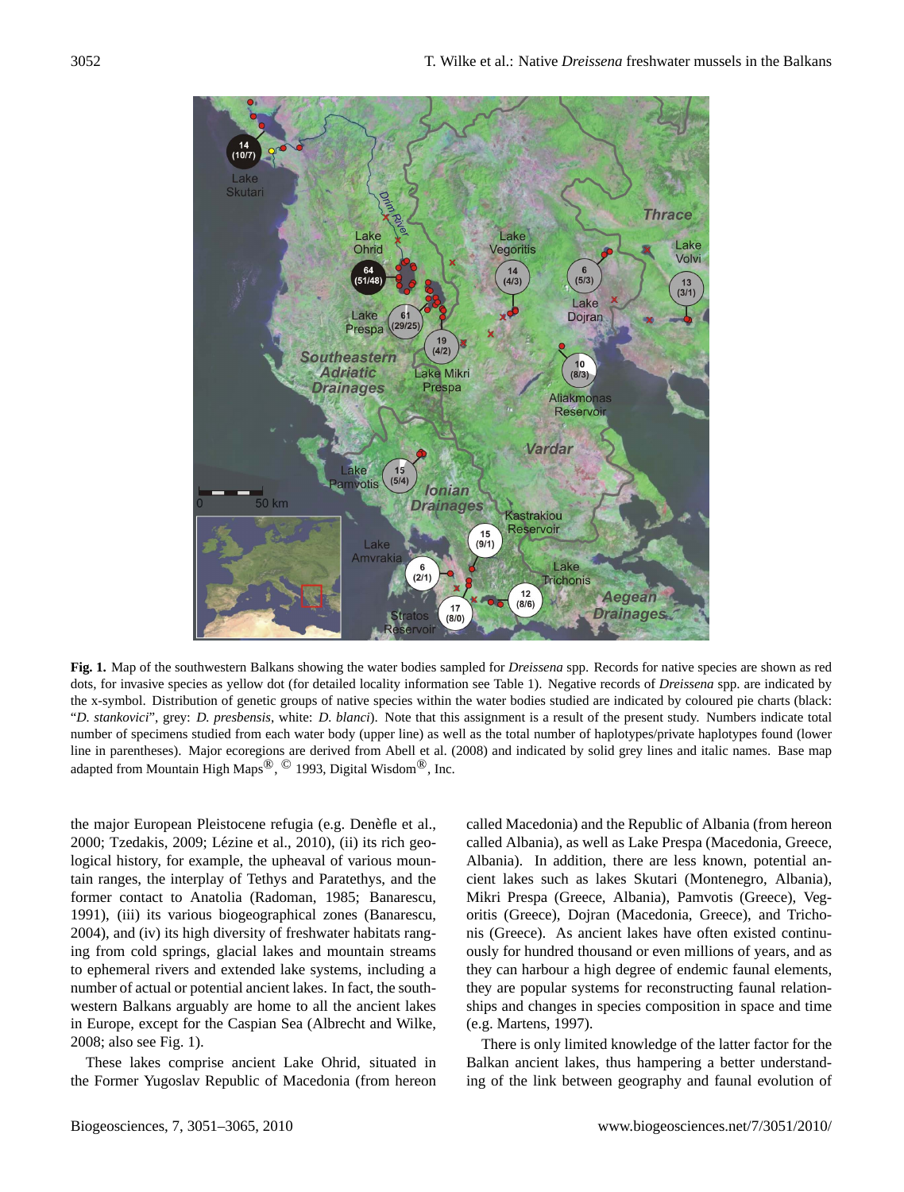**Fig. 1.** Map of the southwestern Balkans showing the water bodies sampled for *Dreissena* spp. Records for native species are shown as red dots, for invasive species as yellow dot (for detailed locality information see Table 1). Negative records of *Dreissena* spp. are indicated by the x-symbol. Distribution of genetic groups of native species within the water bodies studied are indicated by coloured pie charts (black: "*D. stankovici*", grey: *D. presbensis*, white: *D. blanci*). Note that this assignment is a result of the present study. Numbers indicate total number of specimens studied from each water body (upper line) as well as the total number of haplotypes/private haplotypes found (lower line in parentheses). Major ecoregions are derived from Abell et al. (2008) and indicated by solid grey lines and italic names. Base map adapted from Mountain High Maps®, © 1993, Digital Wisdom®, Inc.

the major European Pleistocene refugia (e.g. Denèfle et al., 2000; Tzedakis, 2009; Lézine et al., 2010), (ii) its rich geological history, for example, the upheaval of various mountain ranges, the interplay of Tethys and Paratethys, and the former contact to Anatolia (Radoman, 1985; Banarescu, 1991), (iii) its various biogeographical zones (Banarescu, 2004), and (iv) its high diversity of freshwater habitats ranging from cold springs, glacial lakes and mountain streams to ephemeral rivers and extended lake systems, including a number of actual or potential ancient lakes. In fact, the southwestern Balkans arguably are home to all the ancient lakes in Europe, except for the Caspian Sea (Albrecht and Wilke, 2008; also see Fig. 1).

These lakes comprise ancient Lake Ohrid, situated in the Former Yugoslav Republic of Macedonia (from hereon called Macedonia) and the Republic of Albania (from hereon called Albania), as well as Lake Prespa (Macedonia, Greece, Albania). In addition, there are less known, potential ancient lakes such as lakes Skutari (Montenegro, Albania), Mikri Prespa (Greece, Albania), Pamvotis (Greece), Vegoritis (Greece), Dojran (Macedonia, Greece), and Trichonis (Greece). As ancient lakes have often existed continuously for hundred thousand or even millions of years, and as they can harbour a high degree of endemic faunal elements, they are popular systems for reconstructing faunal relationships and changes in species composition in space and time (e.g. Martens, 1997).

There is only limited knowledge of the latter factor for the Balkan ancient lakes, thus hampering a better understanding of the link between geography and faunal evolution of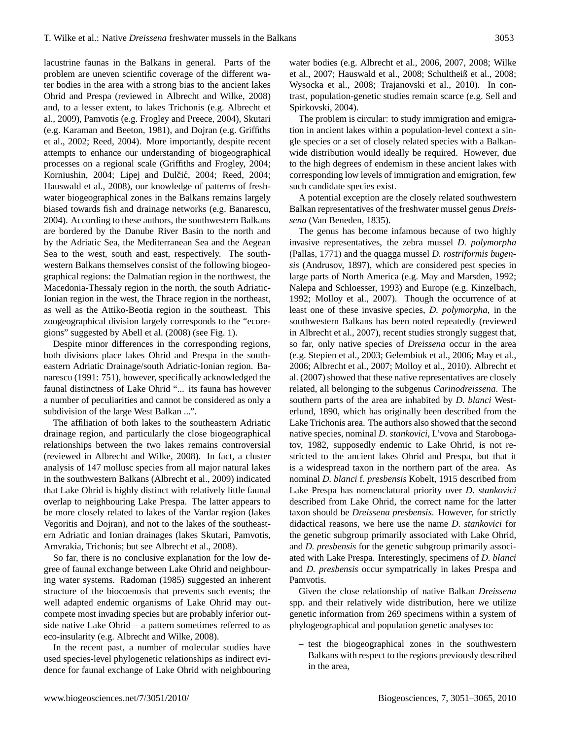lacustrine faunas in the Balkans in general. Parts of the problem are uneven scientific coverage of the different water bodies in the area with a strong bias to the ancient lakes Ohrid and Prespa (reviewed in Albrecht and Wilke, 2008) and, to a lesser extent, to lakes Trichonis (e.g. Albrecht et al., 2009), Pamvotis (e.g. Frogley and Preece, 2004), Skutari (e.g. Karaman and Beeton, 1981), and Dojran (e.g. Griffiths et al., 2002; Reed, 2004). More importantly, despite recent attempts to enhance our understanding of biogeographical processes on a regional scale (Griffiths and Frogley, 2004; Korniushin, 2004; Lipej and Dulčić, 2004; Reed, 2004; Hauswald et al., 2008), our knowledge of patterns of freshwater biogeographical zones in the Balkans remains largely biased towards fish and drainage networks (e.g. Banarescu, 2004). According to these authors, the southwestern Balkans are bordered by the Danube River Basin to the north and by the Adriatic Sea, the Mediterranean Sea and the Aegean Sea to the west, south and east, respectively. The southwestern Balkans themselves consist of the following biogeographical regions: the Dalmatian region in the northwest, the Macedonia-Thessaly region in the north, the south Adriatic-Ionian region in the west, the Thrace region in the northeast, as well as the Attiko-Beotia region in the southeast. This zoogeographical division largely corresponds to the "ecoregions" suggested by Abell et al. (2008) (see Fig. 1).

Despite minor differences in the corresponding regions, both divisions place lakes Ohrid and Prespa in the southeastern Adriatic Drainage/south Adriatic-Ionian region. Banarescu (1991: 751), however, specifically acknowledged the faunal distinctness of Lake Ohrid "... its fauna has however a number of peculiarities and cannot be considered as only a subdivision of the large West Balkan ...".

The affiliation of both lakes to the southeastern Adriatic drainage region, and particularly the close biogeographical relationships between the two lakes remains controversial (reviewed in Albrecht and Wilke, 2008). In fact, a cluster analysis of 147 mollusc species from all major natural lakes in the southwestern Balkans (Albrecht et al., 2009) indicated that Lake Ohrid is highly distinct with relatively little faunal overlap to neighbouring Lake Prespa. The latter appears to be more closely related to lakes of the Vardar region (lakes Vegoritis and Dojran), and not to the lakes of the southeastern Adriatic and Ionian drainages (lakes Skutari, Pamvotis, Amvrakia, Trichonis; but see Albrecht et al., 2008).

So far, there is no conclusive explanation for the low degree of faunal exchange between Lake Ohrid and neighbouring water systems. Radoman (1985) suggested an inherent structure of the biocoenosis that prevents such events; the well adapted endemic organisms of Lake Ohrid may outcompete most invading species but are probably inferior outside native Lake Ohrid – a pattern sometimes referred to as eco-insularity (e.g. Albrecht and Wilke, 2008).

In the recent past, a number of molecular studies have used species-level phylogenetic relationships as indirect evidence for faunal exchange of Lake Ohrid with neighbouring water bodies (e.g. Albrecht et al., 2006, 2007, 2008; Wilke et al., 2007; Hauswald et al., 2008; Schultheiß et al., 2008; Wysocka et al., 2008; Trajanovski et al., 2010). In contrast, population-genetic studies remain scarce (e.g. Sell and Spirkovski, 2004).

The problem is circular: to study immigration and emigration in ancient lakes within a population-level context a single species or a set of closely related species with a Balkan-wide distribution would ideally be required. However, due to the high degrees of endemism in these ancient lakes with corresponding low levels of immigration and emigration, few such candidate species exist.

A potential exception are the closely related southwestern Balkan representatives of the freshwater mussel genus *Dreissena* (Van Beneden, 1835).

The genus has become infamous because of two highly invasive representatives, the zebra mussel *D. polymorpha* (Pallas, 1771) and the quagga mussel *D. rostriformis bugensis* (Andrusov, 1897), which are considered pest species in large parts of North America (e.g. May and Marsden, 1992; Nalepa and Schloesser, 1993) and Europe (e.g. Kinzelbach, 1992; Molloy et al., 2007). Though the occurrence of at least one of these invasive species, *D. polymorpha*, in the southwestern Balkans has been noted repeatedly (reviewed in Albrecht et al., 2007), recent studies strongly suggest that, so far, only native species of *Dreissena* occur in the area (e.g. Stepien et al., 2003; Gelembiuk et al., 2006; May et al., 2006; Albrecht et al., 2007; Molloy et al., 2010). Albrecht et al. (2007) showed that these native representatives are closely related, all belonging to the subgenus *Carinodreissena*. The southern parts of the area are inhabited by *D. blanci* Westerlund, 1890, which has originally been described from the Lake Trichonis area. The authors also showed that the second native species, nominal *D. stankovici*, L'vova and Starobogatov, 1982, supposedly endemic to Lake Ohrid, is not restricted to the ancient lakes Ohrid and Prespa, but that it is a widespread taxon in the northern part of the area. As nominal *D. blanci* f. *presbensis* Kobelt, 1915 described from Lake Prespa has nomenclatural priority over *D. stankovici* described from Lake Ohrid, the correct name for the latter taxon should be *Dreissena presbensis*. However, for strictly didactical reasons, we here use the name *D. stankovici* for the genetic subgroup primarily associated with Lake Ohrid, and *D. presbensis* for the genetic subgroup primarily associated with Lake Prespa. Interestingly, specimens of *D. blanci* and *D. presbensis* occur sympatrically in lakes Prespa and Pamvotis.

Given the close relationship of native Balkan *Dreissena* spp. and their relatively wide distribution, here we utilize genetic information from 269 specimens within a system of phylogeographical and population genetic analyses to:

– test the biogeographical zones in the southwestern Balkans with respect to the regions previously described in the area,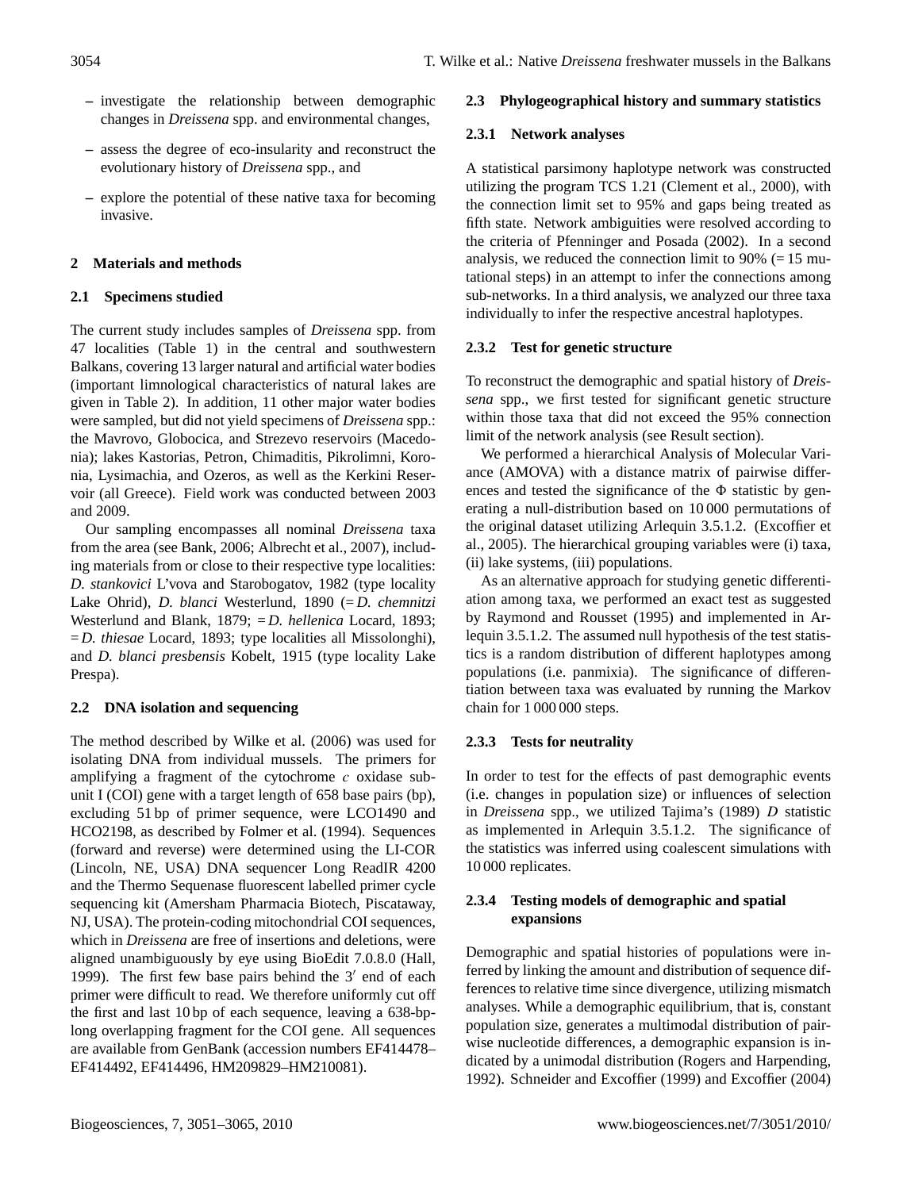- investigate the relationship between demographic changes in *Dreissena* spp. and environmental changes,
- assess the degree of eco-insularity and reconstruct the evolutionary history of *Dreissena* spp., and
- explore the potential of these native taxa for becoming invasive.

## 2 Materials and methods

### 2.1 Specimens studied

The current study includes samples of *Dreissena* spp. from 47 localities (Table 1) in the central and southwestern Balkans, covering 13 larger natural and artificial water bodies (important limnological characteristics of natural lakes are given in Table 2). In addition, 11 other major water bodies were sampled, but did not yield specimens of *Dreissena* spp.: the Mavrovo, Globocica, and Strezevo reservoirs (Macedonia); lakes Kastorias, Petron, Chimaditis, Pikrolimni, Koronia, Lysimachia, and Ozeros, as well as the Kerkini Reservoir (all Greece). Field work was conducted between 2003 and 2009.

Our sampling encompasses all nominal *Dreissena* taxa from the area (see Bank, 2006; Albrecht et al., 2007), including materials from or close to their respective type localities: *D. stankovici* L'vova and Starobogatov, 1982 (type locality Lake Ohrid), *D. blanci* Westerlund, 1890 (= *D. chemnitzi* Westerlund and Blank, 1879; = *D. hellenica* Locard, 1893; = *D. thiesae* Locard, 1893; type localities all Missolonghi), and *D. blanci presbensis* Kobelt, 1915 (type locality Lake Prespa).

### 2.2 DNA isolation and sequencing

The method described by Wilke et al. (2006) was used for isolating DNA from individual mussels. The primers for amplifying a fragment of the cytochrome *c* oxidase subunit I (COI) gene with a target length of 658 base pairs (bp), excluding 51 bp of primer sequence, were LCO1490 and HCO2198, as described by Folmer et al. (1994). Sequences (forward and reverse) were determined using the LI-COR (Lincoln, NE, USA) DNA sequencer Long ReadIR 4200 and the Thermo Sequenase fluorescent labelled primer cycle sequencing kit (Amersham Pharmacia Biotech, Piscataway, NJ, USA). The protein-coding mitochondrial COI sequences, which in *Dreissena* are free of insertions and deletions, were aligned unambiguously by eye using BioEdit 7.0.8.0 (Hall, 1999). The first few base pairs behind the 3′ end of each primer were difficult to read. We therefore uniformly cut off the first and last 10 bp of each sequence, leaving a 638-bp-long overlapping fragment for the COI gene. All sequences are available from GenBank (accession numbers EF414478–EF414492, EF414496, HM209829–HM210081).

### 2.3 Phylogeographical history and summary statistics

#### 2.3.1 Network analyses

A statistical parsimony haplotype network was constructed utilizing the program TCS 1.21 (Clement et al., 2000), with the connection limit set to 95% and gaps being treated as fifth state. Network ambiguities were resolved according to the criteria of Pfenninger and Posada (2002). In a second analysis, we reduced the connection limit to 90% (= 15 mutational steps) in an attempt to infer the connections among sub-networks. In a third analysis, we analyzed our three taxa individually to infer the respective ancestral haplotypes.

#### 2.3.2 Test for genetic structure

To reconstruct the demographic and spatial history of *Dreissena* spp., we first tested for significant genetic structure within those taxa that did not exceed the 95% connection limit of the network analysis (see Result section).

We performed a hierarchical Analysis of Molecular Variance (AMOVA) with a distance matrix of pairwise differences and tested the significance of the $\Phi$ statistic by generating a null-distribution based on 10 000 permutations of the original dataset utilizing Arlequin 3.5.1.2. (Excoffier et al., 2005). The hierarchical grouping variables were (i) taxa, (ii) lake systems, (iii) populations.

As an alternative approach for studying genetic differentiation among taxa, we performed an exact test as suggested by Raymond and Rousset (1995) and implemented in Arlequin 3.5.1.2. The assumed null hypothesis of the test statistics is a random distribution of different haplotypes among populations (i.e. panmixia). The significance of differentiation between taxa was evaluated by running the Markov chain for 1 000 000 steps.

#### 2.3.3 Tests for neutrality

In order to test for the effects of past demographic events (i.e. changes in population size) or influences of selection in *Dreissena* spp., we utilized Tajima's (1989) *D* statistic as implemented in Arlequin 3.5.1.2. The significance of the statistics was inferred using coalescent simulations with 10 000 replicates.

#### 2.3.4 Testing models of demographic and spatial expansions

Demographic and spatial histories of populations were inferred by linking the amount and distribution of sequence differences to relative time since divergence, utilizing mismatch analyses. While a demographic equilibrium, that is, constant population size, generates a multimodal distribution of pairwise nucleotide differences, a demographic expansion is indicated by a unimodal distribution (Rogers and Harpending, 1992). Schneider and Excoffier (1999) and Excoffier (2004)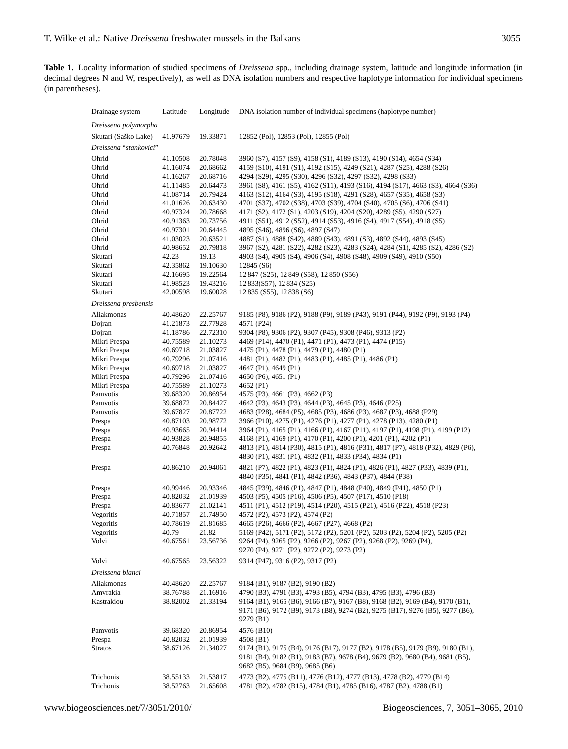**Table 1.** Locality information of studied specimens of *Dreissena* spp., including drainage system, latitude and longitude information (in decimal degrees N and W, respectively), as well as DNA isolation numbers and respective haplotype information for individual specimens (in parentheses).

| Drainage system | Latitude | Longitude | DNA isolation number of individual specimens (haplotype number) |
|---|---|---|---|
| *Dreissena polymorpha* | | | |
| Skutari (Saško Lake) | 41.97679 | 19.33871 | 12852 (Pol), 12853 (Pol), 12855 (Pol) |
| *Dreissena* "*stankovici*" | | | |
| Ohrid | 41.10508 | 20.78048 | 3960 (S7), 4157 (S9), 4158 (S1), 4189 (S13), 4190 (S14), 4654 (S34) |
| Ohrid | 41.16074 | 20.68662 | 4159 (S10), 4191 (S1), 4192 (S15), 4249 (S21), 4287 (S25), 4288 (S26) |
| Ohrid | 41.16267 | 20.68716 | 4294 (S29), 4295 (S30), 4296 (S32), 4297 (S32), 4298 (S33) |
| Ohrid | 41.11485 | 20.64473 | 3961 (S8), 4161 (S5), 4162 (S11), 4193 (S16), 4194 (S17), 4663 (S3), 4664 (S36) |
| Ohrid | 41.08714 | 20.79424 | 4163 (S12), 4164 (S3), 4195 (S18), 4291 (S28), 4657 (S35), 4658 (S3) |
| Ohrid | 41.01626 | 20.63430 | 4701 (S37), 4702 (S38), 4703 (S39), 4704 (S40), 4705 (S6), 4706 (S41) |
| Ohrid | 40.97324 | 20.78668 | 4171 (S2), 4172 (S1), 4203 (S19), 4204 (S20), 4289 (S5), 4290 (S27) |
| Ohrid | 40.91363 | 20.73756 | 4911 (S51), 4912 (S52), 4914 (S53), 4916 (S4), 4917 (S54), 4918 (S5) |
| Ohrid | 40.97301 | 20.64445 | 4895 (S46), 4896 (S6), 4897 (S47) |
| Ohrid | 41.03023 | 20.63521 | 4887 (S1), 4888 (S42), 4889 (S43), 4891 (S3), 4892 (S44), 4893 (S45) |
| Ohrid | 40.98652 | 20.79818 | 3967 (S2), 4281 (S22), 4282 (S23), 4283 (S24), 4284 (S1), 4285 (S2), 4286 (S2) |
| Skutari | 42.23 | 19.13 | 4903 (S4), 4905 (S4), 4906 (S4), 4908 (S48), 4909 (S49), 4910 (S50) |
| Skutari | 42.35862 | 19.10630 | 12845 (S6) |
| Skutari | 42.16695 | 19.22564 | 12 847 (S25), 12 849 (S58), 12 850 (S56) |
| Skutari | 41.98523 | 19.43216 | 12 833(S57), 12 834 (S25) |
| Skutari | 42.00598 | 19.60028 | 12 835 (S55), 12 838 (S6) |
| *Dreissena presbensis* | | | |
| Aliakmonas | 40.48620 | 22.25767 | 9185 (P8), 9186 (P2), 9188 (P9), 9189 (P43), 9191 (P44), 9192 (P9), 9193 (P4) |
| Dojran | 41.21873 | 22.77928 | 4571 (P24) |
| Dojran | 41.18786 | 22.72310 | 9304 (P8), 9306 (P2), 9307 (P45), 9308 (P46), 9313 (P2) |
| Mikri Prespa | 40.75589 | 21.10273 | 4469 (P14), 4470 (P1), 4471 (P1), 4473 (P1), 4474 (P15) |
| Mikri Prespa | 40.69718 | 21.03827 | 4475 (P1), 4478 (P1), 4479 (P1), 4480 (P1) |
| Mikri Prespa | 40.79296 | 21.07416 | 4481 (P1), 4482 (P1), 4483 (P1), 4485 (P1), 4486 (P1) |
| Mikri Prespa | 40.69718 | 21.03827 | 4647 (P1), 4649 (P1) |
| Mikri Prespa | 40.79296 | 21.07416 | 4650 (P6), 4651 (P1) |
| Mikri Prespa | 40.75589 | 21.10273 | 4652 (P1) |
| Pamvotis | 39.68320 | 20.86954 | 4575 (P3), 4661 (P3), 4662 (P3) |
| Pamvotis | 39.68872 | 20.84427 | 4642 (P3), 4643 (P3), 4644 (P3), 4645 (P3), 4646 (P25) |
| Pamvotis | 39.67827 | 20.87722 | 4683 (P28), 4684 (P5), 4685 (P3), 4686 (P3), 4687 (P3), 4688 (P29) |
| Prespa | 40.87103 | 20.98772 | 3966 (P10), 4275 (P1), 4276 (P1), 4277 (P1), 4278 (P13), 4280 (P1) |
| Prespa | 40.93665 | 20.94414 | 3964 (P1), 4165 (P1), 4166 (P1), 4167 (P11), 4197 (P1), 4198 (P1), 4199 (P12) |
| Prespa | 40.93828 | 20.94855 | 4168 (P1), 4169 (P1), 4170 (P1), 4200 (P1), 4201 (P1), 4202 (P1) |
| Prespa | 40.76848 | 20.92642 | 4813 (P1), 4814 (P30), 4815 (P1), 4816 (P31), 4817 (P7), 4818 (P32), 4829 (P6), 4830 (P1), 4831 (P1), 4832 (P1), 4833 (P34), 4834 (P1) |
| Prespa | 40.86210 | 20.94061 | 4821 (P7), 4822 (P1), 4823 (P1), 4824 (P1), 4826 (P1), 4827 (P33), 4839 (P1), 4840 (P35), 4841 (P1), 4842 (P36), 4843 (P37), 4844 (P38) |
| Prespa | 40.99446 | 20.93346 | 4845 (P39), 4846 (P1), 4847 (P1), 4848 (P40), 4849 (P41), 4850 (P1) |
| Prespa | 40.82032 | 21.01939 | 4503 (P5), 4505 (P16), 4506 (P5), 4507 (P17), 4510 (P18) |
| Prespa | 40.83677 | 21.02141 | 4511 (P1), 4512 (P19), 4514 (P20), 4515 (P21), 4516 (P22), 4518 (P23) |
| Vegoritis | 40.71857 | 21.74950 | 4572 (P2), 4573 (P2), 4574 (P2) |
| Vegoritis | 40.78619 | 21.81685 | 4665 (P26), 4666 (P2), 4667 (P27), 4668 (P2) |
| Vegoritis | 40.79 | 21.82 | 5169 (P42), 5171 (P2), 5172 (P2), 5201 (P2), 5203 (P2), 5204 (P2), 5205 (P2) |
| Volvi | 40.67561 | 23.56736 | 9264 (P4), 9265 (P2), 9266 (P2), 9267 (P2), 9268 (P2), 9269 (P4), 9270 (P4), 9271 (P2), 9272 (P2), 9273 (P2) |
| Volvi | 40.67565 | 23.56322 | 9314 (P47), 9316 (P2), 9317 (P2) |
| *Dreissena blanci* | | | |
| Aliakmonas | 40.48620 | 22.25767 | 9184 (B1), 9187 (B2), 9190 (B2) |
| Amvrakia | 38.76788 | 21.16916 | 4790 (B3), 4791 (B3), 4793 (B5), 4794 (B3), 4795 (B3), 4796 (B3) |
| Kastrakiou | 38.82002 | 21.33194 | 9164 (B1), 9165 (B6), 9166 (B7), 9167 (B8), 9168 (B2), 9169 (B4), 9170 (B1), 9171 (B6), 9172 (B9), 9173 (B8), 9274 (B2), 9275 (B17), 9276 (B5), 9277 (B6), 9279 (B1) |
| Pamvotis | 39.68320 | 20.86954 | 4576 (B10) |
| Prespa | 40.82032 | 21.01939 | 4508 (B1) |
| Stratos | 38.67126 | 21.34027 | 9174 (B1), 9175 (B4), 9176 (B17), 9177 (B2), 9178 (B5), 9179 (B9), 9180 (B1), 9181 (B4), 9182 (B1), 9183 (B7), 9678 (B4), 9679 (B2), 9680 (B4), 9681 (B5), 9682 (B5), 9684 (B9), 9685 (B6) |
| Trichonis | 38.55133 | 21.53817 | 4773 (B2), 4775 (B11), 4776 (B12), 4777 (B13), 4778 (B2), 4779 (B14) |
| Trichonis | 38.52763 | 21.65608 | 4781 (B2), 4782 (B15), 4784 (B1), 4785 (B16), 4787 (B2), 4788 (B1) |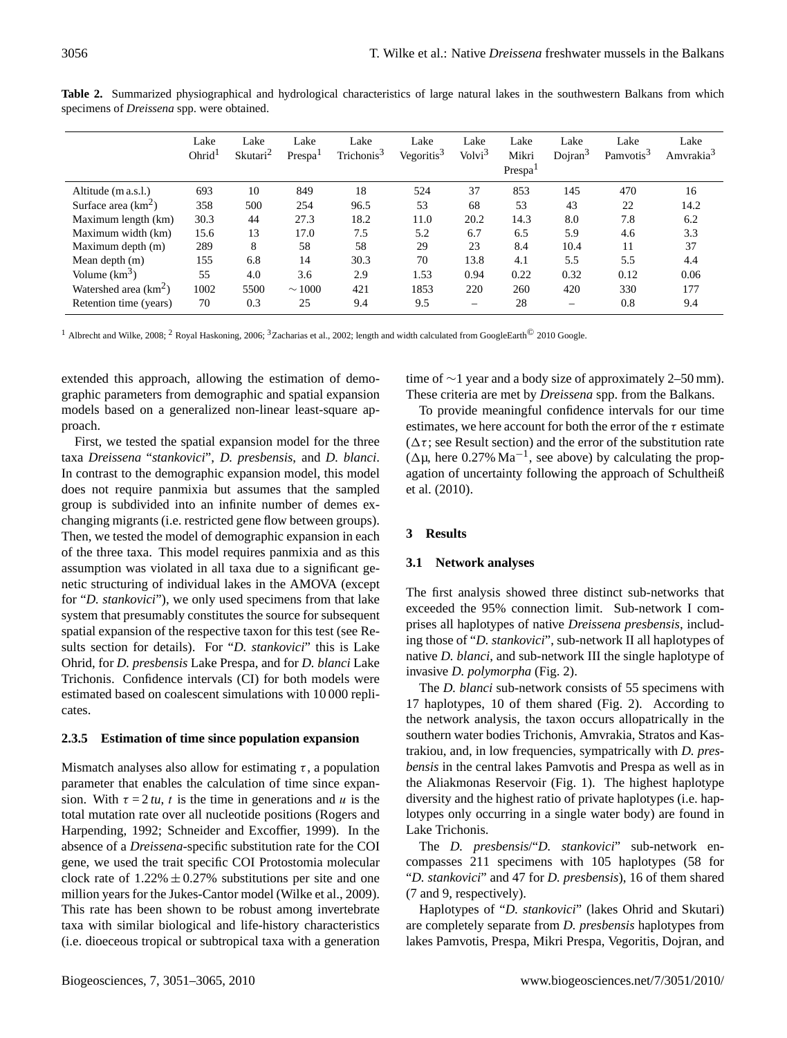**Table 2.** Summarized physiographical and hydrological characteristics of large natural lakes in the southwestern Balkans from which specimens of *Dreissena* spp. were obtained.

| | Lake Ohrid[1] | Lake Skutari[2] | Lake Prespa[1] | Lake Trichonis[3] | Lake Vegoritis[3] | Lake Volvi[3] | Lake Mikri Prespa[1] | Lake Dojran[3] | Lake Pamvotis[3] | Lake Amvrakia[3] |
|---|---|---|---|---|---|---|---|---|---|---|
| Altitude (m a.s.l.) | 693 | 10 | 849 | 18 | 524 | 37 | 853 | 145 | 470 | 16 |
| Surface area (km$^2$) | 358 | 500 | 254 | 96.5 | 53 | 68 | 53 | 43 | 22 | 14.2 |
| Maximum length (km) | 30.3 | 44 | 27.3 | 18.2 | 11.0 | 20.2 | 14.3 | 8.0 | 7.8 | 6.2 |
| Maximum width (km) | 15.6 | 13 | 17.0 | 7.5 | 5.2 | 6.7 | 6.5 | 5.9 | 4.6 | 3.3 |
| Maximum depth (m) | 289 | 8 | 58 | 58 | 29 | 23 | 8.4 | 10.4 | 11 | 37 |
| Mean depth (m) | 155 | 6.8 | 14 | 30.3 | 70 | 13.8 | 4.1 | 5.5 | 5.5 | 4.4 |
| Volume (km$^3$) | 55 | 4.0 | 3.6 | 2.9 | 1.53 | 0.94 | 0.22 | 0.32 | 0.12 | 0.06 |
| Watershed area (km$^2$) | 1002 | 5500 | ~1000 | 421 | 1853 | 220 | 260 | 420 | 330 | 177 |
| Retention time (years) | 70 | 0.3 | 25 | 9.4 | 9.5 | – | 28 | – | 0.8 | 9.4 |

[1] Albrecht and Wilke, 2008; [2] Royal Haskoning, 2006; [3] Zacharias et al., 2002; length and width calculated from GoogleEarth© 2010 Google.

extended this approach, allowing the estimation of demographic parameters from demographic and spatial expansion models based on a generalized non-linear least-square approach.

First, we tested the spatial expansion model for the three taxa *Dreissena* "*stankovici*", *D. presbensis*, and *D. blanci*. In contrast to the demographic expansion model, this model does not require panmixia but assumes that the sampled group is subdivided into an infinite number of demes exchanging migrants (i.e. restricted gene flow between groups). Then, we tested the model of demographic expansion in each of the three taxa. This model requires panmixia and as this assumption was violated in all taxa due to a significant genetic structuring of individual lakes in the AMOVA (except for "*D. stankovici*"), we only used specimens from that lake system that presumably constitutes the source for subsequent spatial expansion of the respective taxon for this test (see Results section for details). For "*D. stankovici*" this is Lake Ohrid, for *D. presbensis* Lake Prespa, and for *D. blanci* Lake Trichonis. Confidence intervals (CI) for both models were estimated based on coalescent simulations with 10 000 replicates.

#### 2.3.5 Estimation of time since population expansion

Mismatch analyses also allow for estimating $\tau$, a population parameter that enables the calculation of time since expansion. With $\tau = 2\,tu$, $t$ is the time in generations and $u$ is the total mutation rate over all nucleotide positions (Rogers and Harpending, 1992; Schneider and Excoffier, 1999). In the absence of a *Dreissena*-specific substitution rate for the COI gene, we used the trait specific COI Protostomia molecular clock rate of $1.22\% \pm 0.27\%$ substitutions per site and one million years for the Jukes-Cantor model (Wilke et al., 2009). This rate has been shown to be robust among invertebrate taxa with similar biological and life-history characteristics (i.e. dioeceous tropical or subtropical taxa with a generation time of ~1 year and a body size of approximately 2–50 mm). These criteria are met by *Dreissena* spp. from the Balkans.

To provide meaningful confidence intervals for our time estimates, we here account for both the error of the $\tau$ estimate ($\Delta\tau$; see Result section) and the error of the substitution rate ($\Delta\mu$, here 0.27% Ma$^{-1}$, see above) by calculating the propagation of uncertainty following the approach of Schultheiß et al. (2010).

## 3 Results

### 3.1 Network analyses

The first analysis showed three distinct sub-networks that exceeded the 95% connection limit. Sub-network I comprises all haplotypes of native *Dreissena presbensis*, including those of "*D. stankovici*", sub-network II all haplotypes of native *D. blanci*, and sub-network III the single haplotype of invasive *D. polymorpha* (Fig. 2).

The *D. blanci* sub-network consists of 55 specimens with 17 haplotypes, 10 of them shared (Fig. 2). According to the network analysis, the taxon occurs allopatrically in the southern water bodies Trichonis, Amvrakia, Stratos and Kastrakiou, and, in low frequencies, sympatrically with *D. presbensis* in the central lakes Pamvotis and Prespa as well as in the Aliakmonas Reservoir (Fig. 1). The highest haplotype diversity and the highest ratio of private haplotypes (i.e. haplotypes only occurring in a single water body) are found in Lake Trichonis.

The *D. presbensis*/"*D. stankovici*" sub-network encompasses 211 specimens with 105 haplotypes (58 for "*D. stankovici*" and 47 for *D. presbensis*), 16 of them shared (7 and 9, respectively).

Haplotypes of "*D. stankovici*" (lakes Ohrid and Skutari) are completely separate from *D. presbensis* haplotypes from lakes Pamvotis, Prespa, Mikri Prespa, Vegoritis, Dojran, and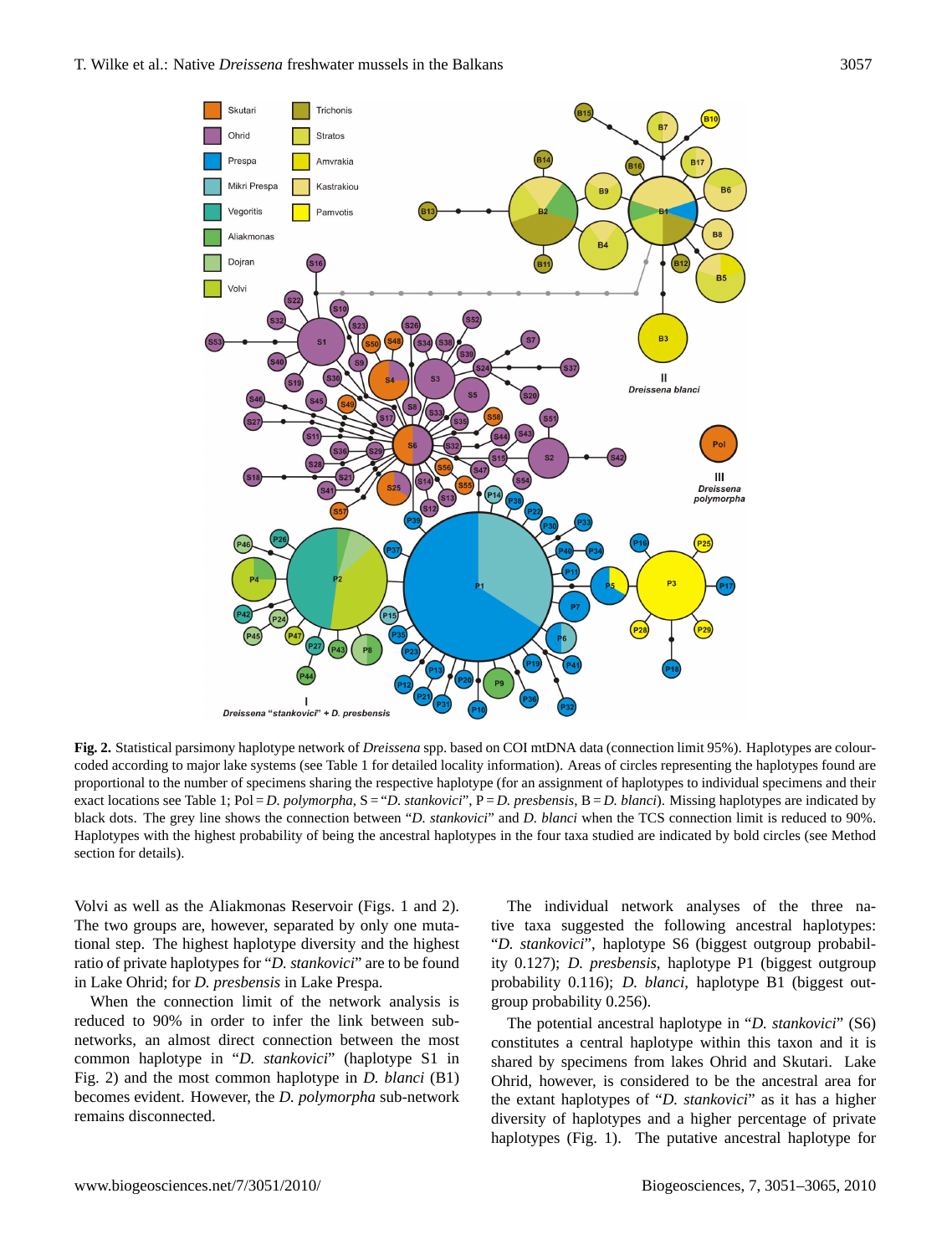**Fig. 2.** Statistical parsimony haplotype network of *Dreissena* spp. based on COI mtDNA data (connection limit 95%). Haplotypes are colour-coded according to major lake systems (see Table 1 for detailed locality information). Areas of circles representing the haplotypes found are proportional to the number of specimens sharing the respective haplotype (for an assignment of haplotypes to individual specimens and their exact locations see Table 1; Pol = *D. polymorpha*, S = "*D. stankovici*", P = *D. presbensis*, B = *D. blanci*). Missing haplotypes are indicated by black dots. The grey line shows the connection between "*D. stankovici*" and *D. blanci* when the TCS connection limit is reduced to 90%. Haplotypes with the highest probability of being the ancestral haplotypes in the four taxa studied are indicated by bold circles (see Method section for details).

Volvi as well as the Aliakmonas Reservoir (Figs. 1 and 2). The two groups are, however, separated by only one mutational step. The highest haplotype diversity and the highest ratio of private haplotypes for "*D. stankovici*" are to be found in Lake Ohrid; for *D. presbensis* in Lake Prespa.

When the connection limit of the network analysis is reduced to 90% in order to infer the link between subnetworks, an almost direct connection between the most common haplotype in "*D. stankovici*" (haplotype S1 in Fig. 2) and the most common haplotype in *D. blanci* (B1) becomes evident. However, the *D. polymorpha* sub-network remains disconnected.

The individual network analyses of the three native taxa suggested the following ancestral haplotypes: "*D. stankovici*", haplotype S6 (biggest outgroup probability 0.127); *D. presbensis*, haplotype P1 (biggest outgroup probability 0.116); *D. blanci*, haplotype B1 (biggest outgroup probability 0.256).

The potential ancestral haplotype in "*D. stankovici*" (S6) constitutes a central haplotype within this taxon and it is shared by specimens from lakes Ohrid and Skutari. Lake Ohrid, however, is considered to be the ancestral area for the extant haplotypes of "*D. stankovici*" as it has a higher diversity of haplotypes and a higher percentage of private haplotypes (Fig. 1). The putative ancestral haplotype for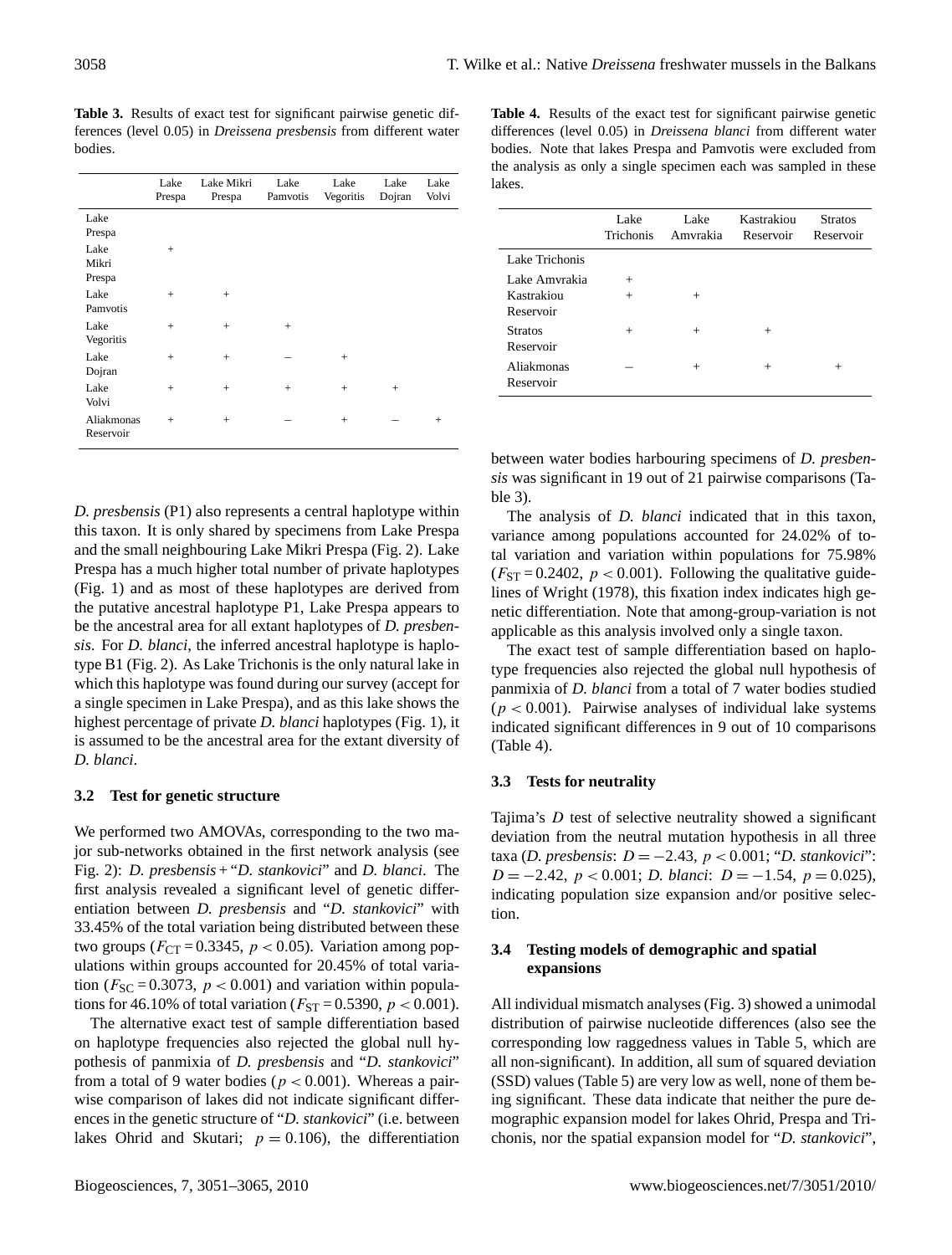**Table 3.** Results of exact test for significant pairwise genetic differences (level 0.05) in *Dreissena presbensis* from different water bodies.

| | Lake Prespa | Lake Mikri Prespa | Lake Pamvotis | Lake Vegoritis | Lake Dojran | Lake Volvi |
|---|---|---|---|---|---|---|
| Lake Prespa | | | | | | |
| Lake Mikri Prespa | + | | | | | |
| Lake Pamvotis | + | + | | | | |
| Lake Vegoritis | + | + | + | | | |
| Lake Dojran | + | + | – | + | | |
| Lake Volvi | + | + | + | + | + | |
| Aliakmonas Reservoir | + | + | – | + | – | + |

**Table 4.** Results of the exact test for significant pairwise genetic differences (level 0.05) in *Dreissena blanci* from different water bodies. Note that lakes Prespa and Pamvotis were excluded from the analysis as only a single specimen each was sampled in these lakes.

| | Lake Trichonis | Lake Amvrakia | Kastrakiou Reservoir | Stratos Reservoir |
|---|---|---|---|---|
| Lake Trichonis | | | | |
| Lake Amvrakia | + | | | |
| Kastrakiou Reservoir | + | + | | |
| Stratos Reservoir | + | + | + | |
| Aliakmonas Reservoir | – | + | + | + |

*D. presbensis* (P1) also represents a central haplotype within this taxon. It is only shared by specimens from Lake Prespa and the small neighbouring Lake Mikri Prespa (Fig. 2). Lake Prespa has a much higher total number of private haplotypes (Fig. 1) and as most of these haplotypes are derived from the putative ancestral haplotype P1, Lake Prespa appears to be the ancestral area for all extant haplotypes of *D. presbensis*. For *D. blanci*, the inferred ancestral haplotype is haplotype B1 (Fig. 2). As Lake Trichonis is the only natural lake in which this haplotype was found during our survey (accept for a single specimen in Lake Prespa), and as this lake shows the highest percentage of private *D. blanci* haplotypes (Fig. 1), it is assumed to be the ancestral area for the extant diversity of *D. blanci*.

### 3.2 Test for genetic structure

We performed two AMOVAs, corresponding to the two major sub-networks obtained in the first network analysis (see Fig. 2): *D. presbensis* + "*D. stankovici*" and *D. blanci*. The first analysis revealed a significant level of genetic differentiation between *D. presbensis* and "*D. stankovici*" with 33.45% of the total variation being distributed between these two groups ($F_{CT} = 0.3345$, $p < 0.05$). Variation among populations within groups accounted for 20.45% of total variation ($F_{SC} = 0.3073$, $p < 0.001$) and variation within populations for 46.10% of total variation ($F_{ST} = 0.5390$, $p < 0.001$).

The alternative exact test of sample differentiation based on haplotype frequencies also rejected the global null hypothesis of panmixia of *D. presbensis* and "*D. stankovici*" from a total of 9 water bodies ($p < 0.001$). Whereas a pairwise comparison of lakes did not indicate significant differences in the genetic structure of "*D. stankovici*" (i.e. between lakes Ohrid and Skutari; $p = 0.106$), the differentiation between water bodies harbouring specimens of *D. presbensis* was significant in 19 out of 21 pairwise comparisons (Table 3).

The analysis of *D. blanci* indicated that in this taxon, variance among populations accounted for 24.02% of total variation and variation within populations for 75.98% ($F_{ST} = 0.2402$, $p < 0.001$). Following the qualitative guidelines of Wright (1978), this fixation index indicates high genetic differentiation. Note that among-group-variation is not applicable as this analysis involved only a single taxon.

The exact test of sample differentiation based on haplotype frequencies also rejected the global null hypothesis of panmixia of *D. blanci* from a total of 7 water bodies studied ($p < 0.001$). Pairwise analyses of individual lake systems indicated significant differences in 9 out of 10 comparisons (Table 4).

### 3.3 Tests for neutrality

Tajima's *D* test of selective neutrality showed a significant deviation from the neutral mutation hypothesis in all three taxa (*D. presbensis*: $D = -2.43$, $p < 0.001$; "*D. stankovici*": $D = -2.42$, $p < 0.001$; *D. blanci*: $D = -1.54$, $p = 0.025$), indicating population size expansion and/or positive selection.

### 3.4 Testing models of demographic and spatial expansions

All individual mismatch analyses (Fig. 3) showed a unimodal distribution of pairwise nucleotide differences (also see the corresponding low raggedness values in Table 5, which are all non-significant). In addition, all sum of squared deviation (SSD) values (Table 5) are very low as well, none of them being significant. These data indicate that neither the pure demographic expansion model for lakes Ohrid, Prespa and Trichonis, nor the spatial expansion model for "*D. stankovici*",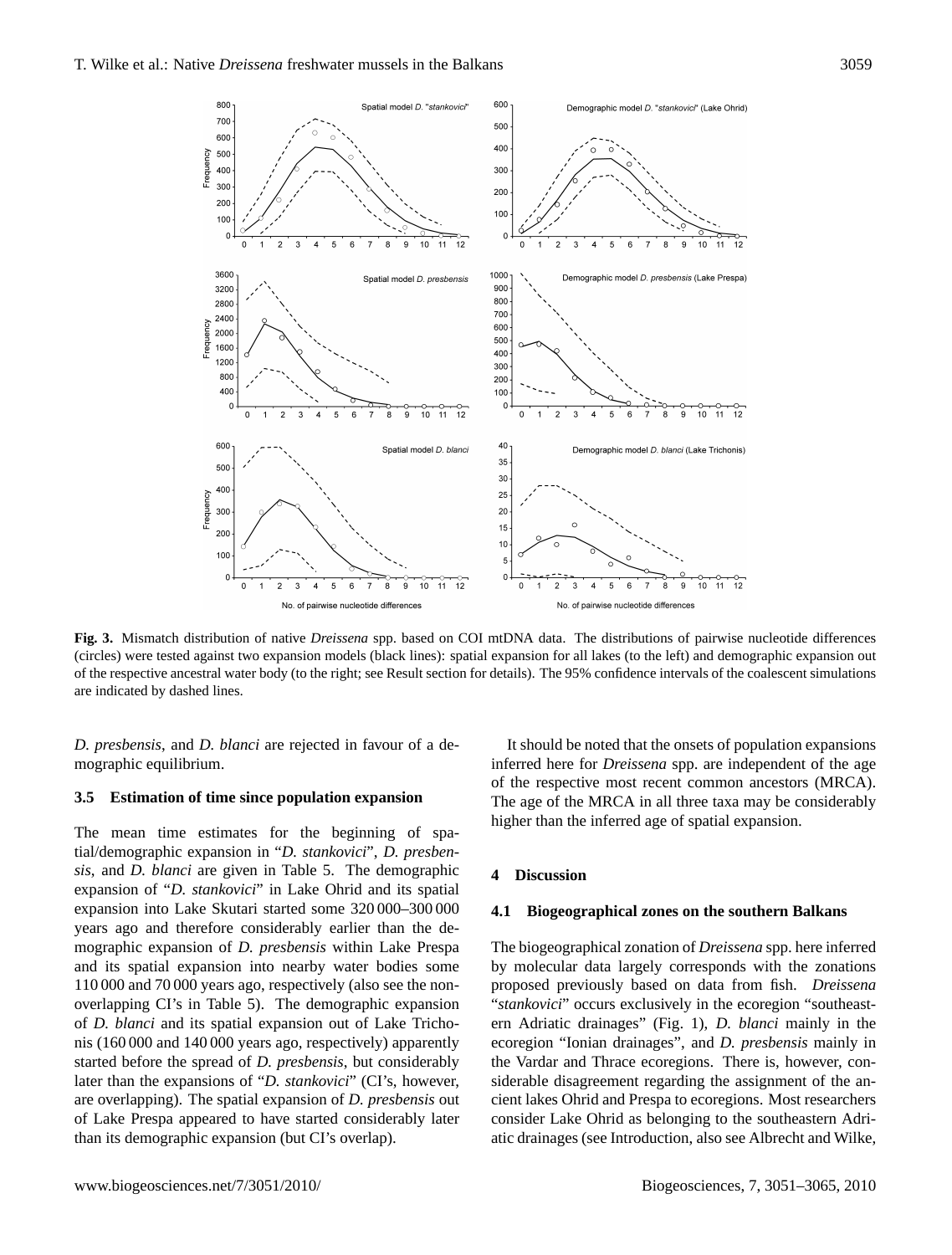**Fig. 3.** Mismatch distribution of native *Dreissena* spp. based on COI mtDNA data. The distributions of pairwise nucleotide differences (circles) were tested against two expansion models (black lines): spatial expansion for all lakes (to the left) and demographic expansion out of the respective ancestral water body (to the right; see Result section for details). The 95% confidence intervals of the coalescent simulations are indicated by dashed lines.

*D. presbensis*, and *D. blanci* are rejected in favour of a demographic equilibrium.

### 3.5 Estimation of time since population expansion

The mean time estimates for the beginning of spatial/demographic expansion in "*D. stankovici*", *D. presbensis*, and *D. blanci* are given in Table 5. The demographic expansion of "*D. stankovici*" in Lake Ohrid and its spatial expansion into Lake Skutari started some 320 000–300 000 years ago and therefore considerably earlier than the demographic expansion of *D. presbensis* within Lake Prespa and its spatial expansion into nearby water bodies some 110 000 and 70 000 years ago, respectively (also see the non-overlapping CI's in Table 5). The demographic expansion of *D. blanci* and its spatial expansion out of Lake Trichonis (160 000 and 140 000 years ago, respectively) apparently started before the spread of *D. presbensis*, but considerably later than the expansions of "*D. stankovici*" (CI's, however, are overlapping). The spatial expansion of *D. presbensis* out of Lake Prespa appeared to have started considerably later than its demographic expansion (but CI's overlap).

It should be noted that the onsets of population expansions inferred here for *Dreissena* spp. are independent of the age of the respective most recent common ancestors (MRCA). The age of the MRCA in all three taxa may be considerably higher than the inferred age of spatial expansion.

## 4 Discussion

### 4.1 Biogeographical zones on the southern Balkans

The biogeographical zonation of *Dreissena* spp. here inferred by molecular data largely corresponds with the zonations proposed previously based on data from fish. *Dreissena* "*stankovici*" occurs exclusively in the ecoregion "southeastern Adriatic drainages" (Fig. 1), *D. blanci* mainly in the ecoregion "Ionian drainages", and *D. presbensis* mainly in the Vardar and Thrace ecoregions. There is, however, considerable disagreement regarding the assignment of the ancient lakes Ohrid and Prespa to ecoregions. Most researchers consider Lake Ohrid as belonging to the southeastern Adriatic drainages (see Introduction, also see Albrecht and Wilke,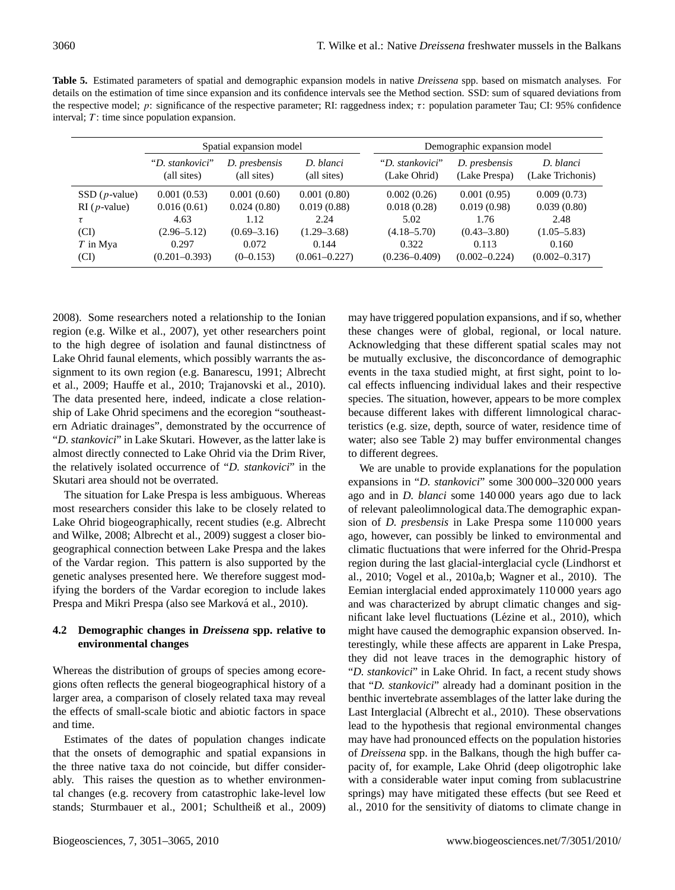**Table 5.** Estimated parameters of spatial and demographic expansion models in native *Dreissena* spp. based on mismatch analyses. For details on the estimation of time since expansion and its confidence intervals see the Method section. SSD: sum of squared deviations from the respective model; $p$: significance of the respective parameter; RI: raggedness index; $\tau$: population parameter Tau; CI: 95% confidence interval; $T$: time since population expansion.

| | Spatial expansion model | | | Demographic expansion model | | |
|---|---|---|---|---|---|---|
| | "*D. stankovici*" (all sites) | *D. presbensis* (all sites) | *D. blanci* (all sites) | "*D. stankovici*" (Lake Ohrid) | *D. presbensis* (Lake Prespa) | *D. blanci* (Lake Trichonis) |
| SSD ($p$-value) | 0.001 (0.53) | 0.001 (0.60) | 0.001 (0.80) | 0.002 (0.26) | 0.001 (0.95) | 0.009 (0.73) |
| RI ($p$-value) | 0.016 (0.61) | 0.024 (0.80) | 0.019 (0.88) | 0.018 (0.28) | 0.019 (0.98) | 0.039 (0.80) |
| $\tau$ | 4.63 | 1.12 | 2.24 | 5.02 | 1.76 | 2.48 |
| (CI) | (2.96–5.12) | (0.69–3.16) | (1.29–3.68) | (4.18–5.70) | (0.43–3.80) | (1.05–5.83) |
| $T$ in Mya | 0.297 | 0.072 | 0.144 | 0.322 | 0.113 | 0.160 |
| (CI) | (0.201–0.393) | (0–0.153) | (0.061–0.227) | (0.236–0.409) | (0.002–0.224) | (0.002–0.317) |

2008). Some researchers noted a relationship to the Ionian region (e.g. Wilke et al., 2007), yet other researchers point to the high degree of isolation and faunal distinctness of Lake Ohrid faunal elements, which possibly warrants the assignment to its own region (e.g. Banarescu, 1991; Albrecht et al., 2009; Hauffe et al., 2010; Trajanovski et al., 2010). The data presented here, indeed, indicate a close relationship of Lake Ohrid specimens and the ecoregion "southeastern Adriatic drainages", demonstrated by the occurrence of "*D. stankovici*" in Lake Skutari. However, as the latter lake is almost directly connected to Lake Ohrid via the Drim River, the relatively isolated occurrence of "*D. stankovici*" in the Skutari area should not be overrated.

The situation for Lake Prespa is less ambiguous. Whereas most researchers consider this lake to be closely related to Lake Ohrid biogeographically, recent studies (e.g. Albrecht and Wilke, 2008; Albrecht et al., 2009) suggest a closer biogeographical connection between Lake Prespa and the lakes of the Vardar region. This pattern is also supported by the genetic analyses presented here. We therefore suggest modifying the borders of the Vardar ecoregion to include lakes Prespa and Mikri Prespa (also see Marková et al., 2010).

### 4.2 Demographic changes in *Dreissena* spp. relative to environmental changes

Whereas the distribution of groups of species among ecoregions often reflects the general biogeographical history of a larger area, a comparison of closely related taxa may reveal the effects of small-scale biotic and abiotic factors in space and time.

Estimates of the dates of population changes indicate that the onsets of demographic and spatial expansions in the three native taxa do not coincide, but differ considerably. This raises the question as to whether environmental changes (e.g. recovery from catastrophic lake-level low stands; Sturmbauer et al., 2001; Schultheiß et al., 2009) may have triggered population expansions, and if so, whether these changes were of global, regional, or local nature. Acknowledging that these different spatial scales may not be mutually exclusive, the disconcordance of demographic events in the taxa studied might, at first sight, point to local effects influencing individual lakes and their respective species. The situation, however, appears to be more complex because different lakes with different limnological characteristics (e.g. size, depth, source of water, residence time of water; also see Table 2) may buffer environmental changes to different degrees.

We are unable to provide explanations for the population expansions in "*D. stankovici*" some 300 000–320 000 years ago and in *D. blanci* some 140 000 years ago due to lack of relevant paleolimnological data.The demographic expansion of *D. presbensis* in Lake Prespa some 110 000 years ago, however, can possibly be linked to environmental and climatic fluctuations that were inferred for the Ohrid-Prespa region during the last glacial-interglacial cycle (Lindhorst et al., 2010; Vogel et al., 2010a,b; Wagner et al., 2010). The Eemian interglacial ended approximately 110 000 years ago and was characterized by abrupt climatic changes and significant lake level fluctuations (Lézine et al., 2010), which might have caused the demographic expansion observed. Interestingly, while these affects are apparent in Lake Prespa, they did not leave traces in the demographic history of "*D. stankovici*" in Lake Ohrid. In fact, a recent study shows that "*D. stankovici*" already had a dominant position in the benthic invertebrate assemblages of the latter lake during the Last Interglacial (Albrecht et al., 2010). These observations lead to the hypothesis that regional environmental changes may have had pronounced effects on the population histories of *Dreissena* spp. in the Balkans, though the high buffer capacity of, for example, Lake Ohrid (deep oligotrophic lake with a considerable water input coming from sublacustrine springs) may have mitigated these effects (but see Reed et al., 2010 for the sensitivity of diatoms to climate change in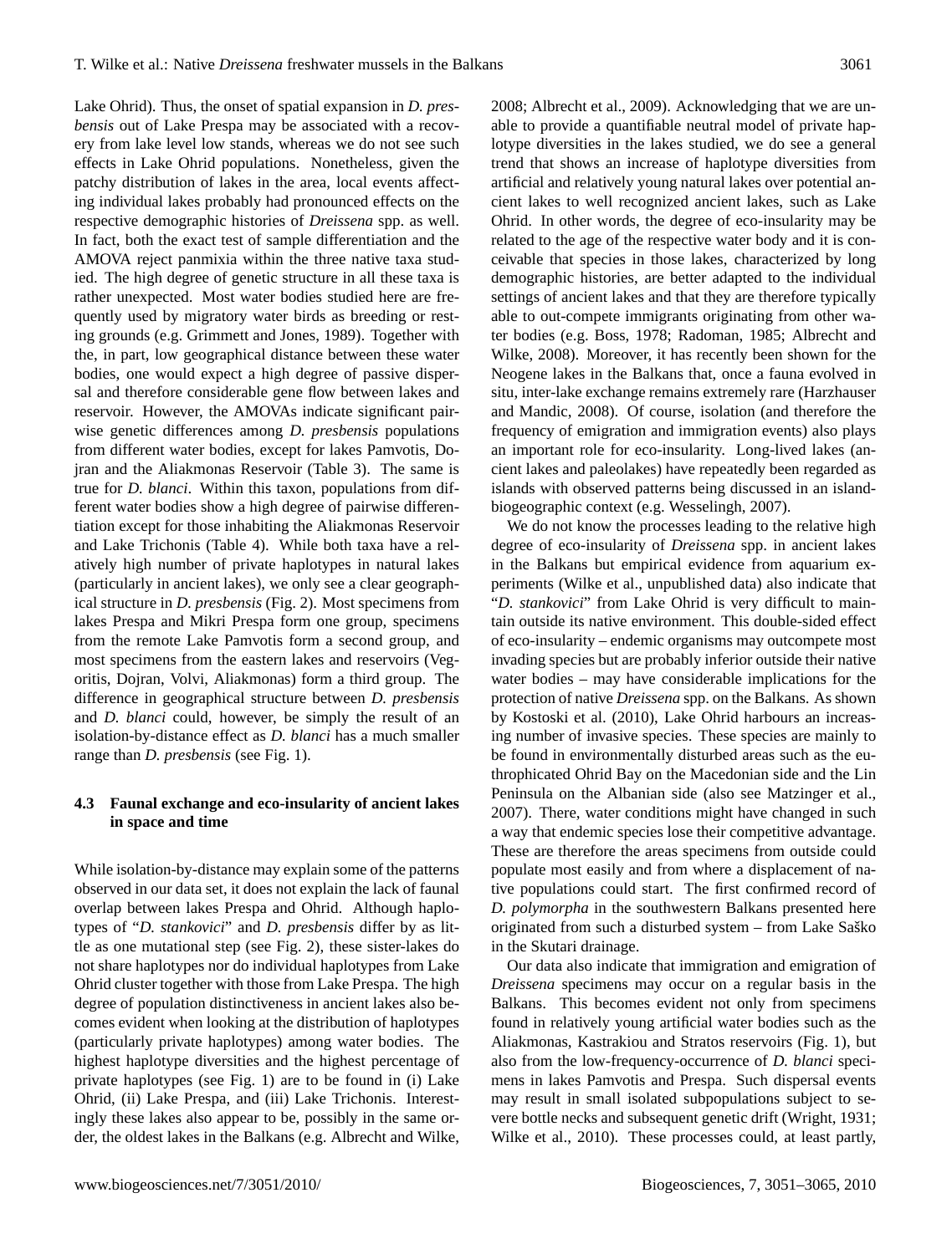Lake Ohrid). Thus, the onset of spatial expansion in *D. presbensis* out of Lake Prespa may be associated with a recovery from lake level low stands, whereas we do not see such effects in Lake Ohrid populations. Nonetheless, given the patchy distribution of lakes in the area, local events affecting individual lakes probably had pronounced effects on the respective demographic histories of *Dreissena* spp. as well. In fact, both the exact test of sample differentiation and the AMOVA reject panmixia within the three native taxa studied. The high degree of genetic structure in all these taxa is rather unexpected. Most water bodies studied here are frequently used by migratory water birds as breeding or resting grounds (e.g. Grimmett and Jones, 1989). Together with the, in part, low geographical distance between these water bodies, one would expect a high degree of passive dispersal and therefore considerable gene flow between lakes and reservoir. However, the AMOVAs indicate significant pairwise genetic differences among *D. presbensis* populations from different water bodies, except for lakes Pamvotis, Dojran and the Aliakmonas Reservoir (Table 3). The same is true for *D. blanci*. Within this taxon, populations from different water bodies show a high degree of pairwise differentiation except for those inhabiting the Aliakmonas Reservoir and Lake Trichonis (Table 4). While both taxa have a relatively high number of private haplotypes in natural lakes (particularly in ancient lakes), we only see a clear geographical structure in *D. presbensis* (Fig. 2). Most specimens from lakes Prespa and Mikri Prespa form one group, specimens from the remote Lake Pamvotis form a second group, and most specimens from the eastern lakes and reservoirs (Vegoritis, Dojran, Volvi, Aliakmonas) form a third group. The difference in geographical structure between *D. presbensis* and *D. blanci* could, however, be simply the result of an isolation-by-distance effect as *D. blanci* has a much smaller range than *D. presbensis* (see Fig. 1).

### 4.3 Faunal exchange and eco-insularity of ancient lakes in space and time

While isolation-by-distance may explain some of the patterns observed in our data set, it does not explain the lack of faunal overlap between lakes Prespa and Ohrid. Although haplotypes of "*D. stankovici*" and *D. presbensis* differ by as little as one mutational step (see Fig. 2), these sister-lakes do not share haplotypes nor do individual haplotypes from Lake Ohrid cluster together with those from Lake Prespa. The high degree of population distinctiveness in ancient lakes also becomes evident when looking at the distribution of haplotypes (particularly private haplotypes) among water bodies. The highest haplotype diversities and the highest percentage of private haplotypes (see Fig. 1) are to be found in (i) Lake Ohrid, (ii) Lake Prespa, and (iii) Lake Trichonis. Interestingly these lakes also appear to be, possibly in the same order, the oldest lakes in the Balkans (e.g. Albrecht and Wilke, 2008; Albrecht et al., 2009). Acknowledging that we are unable to provide a quantifiable neutral model of private haplotype diversities in the lakes studied, we do see a general trend that shows an increase of haplotype diversities from artificial and relatively young natural lakes over potential ancient lakes to well recognized ancient lakes, such as Lake Ohrid. In other words, the degree of eco-insularity may be related to the age of the respective water body and it is conceivable that species in those lakes, characterized by long demographic histories, are better adapted to the individual settings of ancient lakes and that they are therefore typically able to out-compete immigrants originating from other water bodies (e.g. Boss, 1978; Radoman, 1985; Albrecht and Wilke, 2008). Moreover, it has recently been shown for the Neogene lakes in the Balkans that, once a fauna evolved in situ, inter-lake exchange remains extremely rare (Harzhauser and Mandic, 2008). Of course, isolation (and therefore the frequency of emigration and immigration events) also plays an important role for eco-insularity. Long-lived lakes (ancient lakes and paleolakes) have repeatedly been regarded as islands with observed patterns being discussed in an island-biogeographic context (e.g. Wesselingh, 2007).

We do not know the processes leading to the relative high degree of eco-insularity of *Dreissena* spp. in ancient lakes in the Balkans but empirical evidence from aquarium experiments (Wilke et al., unpublished data) also indicate that "*D. stankovici*" from Lake Ohrid is very difficult to maintain outside its native environment. This double-sided effect of eco-insularity – endemic organisms may outcompete most invading species but are probably inferior outside their native water bodies – may have considerable implications for the protection of native *Dreissena* spp. on the Balkans. As shown by Kostoski et al. (2010), Lake Ohrid harbours an increasing number of invasive species. These species are mainly to be found in environmentally disturbed areas such as the euthrophicated Ohrid Bay on the Macedonian side and the Lin Peninsula on the Albanian side (also see Matzinger et al., 2007). There, water conditions might have changed in such a way that endemic species lose their competitive advantage. These are therefore the areas specimens from outside could populate most easily and from where a displacement of native populations could start. The first confirmed record of *D. polymorpha* in the southwestern Balkans presented here originated from such a disturbed system – from Lake Šaško in the Skutari drainage.

Our data also indicate that immigration and emigration of *Dreissena* specimens may occur on a regular basis in the Balkans. This becomes evident not only from specimens found in relatively young artificial water bodies such as the Aliakmonas, Kastrakiou and Stratos reservoirs (Fig. 1), but also from the low-frequency-occurrence of *D. blanci* specimens in lakes Pamvotis and Prespa. Such dispersal events may result in small isolated subpopulations subject to severe bottle necks and subsequent genetic drift (Wright, 1931; Wilke et al., 2010). These processes could, at least partly,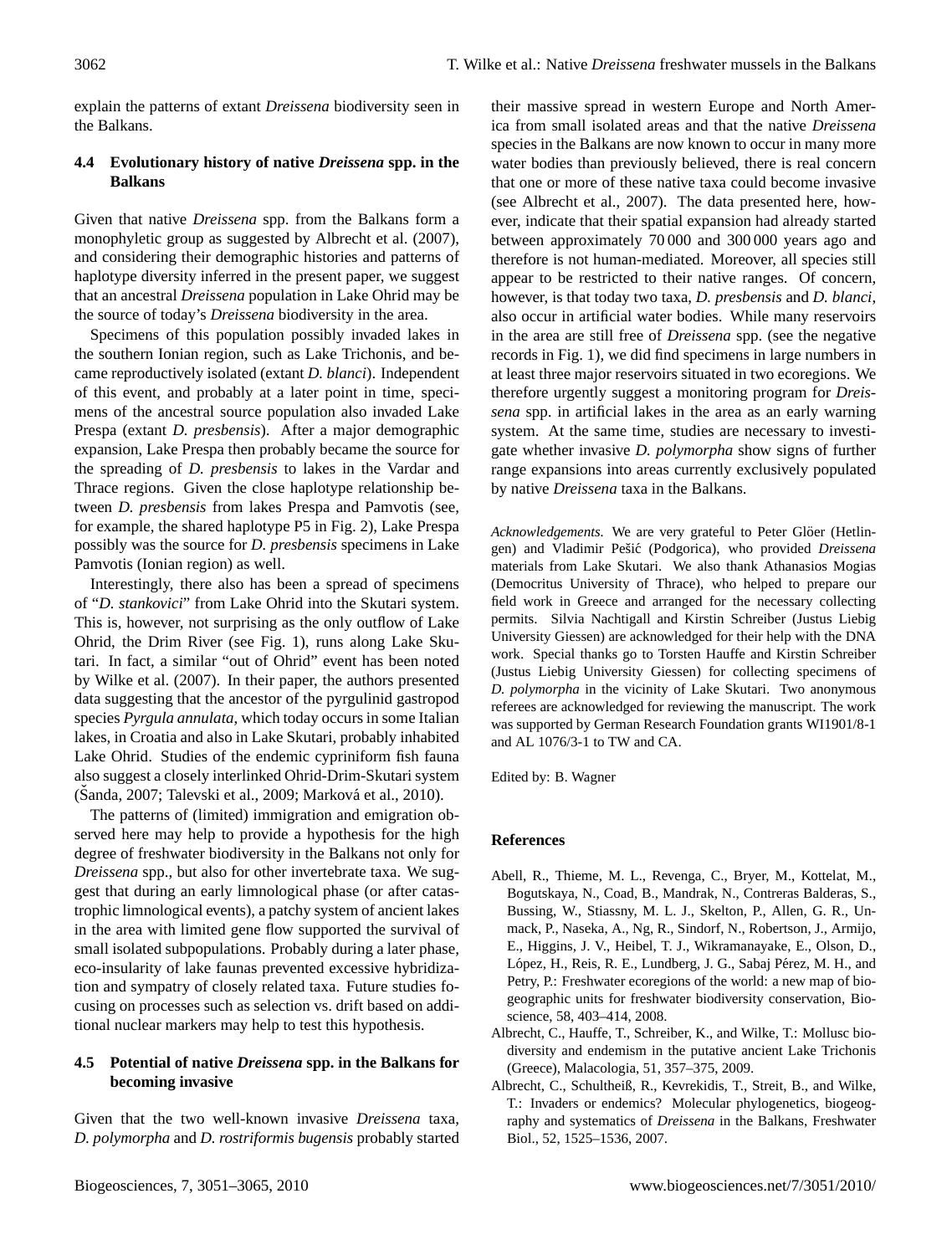explain the patterns of extant *Dreissena* biodiversity seen in the Balkans.

### 4.4 Evolutionary history of native *Dreissena* spp. in the Balkans

Given that native *Dreissena* spp. from the Balkans form a monophyletic group as suggested by Albrecht et al. (2007), and considering their demographic histories and patterns of haplotype diversity inferred in the present paper, we suggest that an ancestral *Dreissena* population in Lake Ohrid may be the source of today's *Dreissena* biodiversity in the area.

Specimens of this population possibly invaded lakes in the southern Ionian region, such as Lake Trichonis, and became reproductively isolated (extant *D. blanci*). Independent of this event, and probably at a later point in time, specimens of the ancestral source population also invaded Lake Prespa (extant *D. presbensis*). After a major demographic expansion, Lake Prespa then probably became the source for the spreading of *D. presbensis* to lakes in the Vardar and Thrace regions. Given the close haplotype relationship between *D. presbensis* from lakes Prespa and Pamvotis (see, for example, the shared haplotype P5 in Fig. 2), Lake Prespa possibly was the source for *D. presbensis* specimens in Lake Pamvotis (Ionian region) as well.

Interestingly, there also has been a spread of specimens of "*D. stankovici*" from Lake Ohrid into the Skutari system. This is, however, not surprising as the only outflow of Lake Ohrid, the Drim River (see Fig. 1), runs along Lake Skutari. In fact, a similar "out of Ohrid" event has been noted by Wilke et al. (2007). In their paper, the authors presented data suggesting that the ancestor of the pyrgulinid gastropod species *Pyrgula annulata*, which today occurs in some Italian lakes, in Croatia and also in Lake Skutari, probably inhabited Lake Ohrid. Studies of the endemic cypriniform fish fauna also suggest a closely interlinked Ohrid-Drim-Skutari system (Šanda, 2007; Talevski et al., 2009; Marková et al., 2010).

The patterns of (limited) immigration and emigration observed here may help to provide a hypothesis for the high degree of freshwater biodiversity in the Balkans not only for *Dreissena* spp., but also for other invertebrate taxa. We suggest that during an early limnological phase (or after catastrophic limnological events), a patchy system of ancient lakes in the area with limited gene flow supported the survival of small isolated subpopulations. Probably during a later phase, eco-insularity of lake faunas prevented excessive hybridization and sympatry of closely related taxa. Future studies focusing on processes such as selection vs. drift based on additional nuclear markers may help to test this hypothesis.

### 4.5 Potential of native *Dreissena* spp. in the Balkans for becoming invasive

Given that the two well-known invasive *Dreissena* taxa, *D. polymorpha* and *D. rostriformis bugensis* probably started their massive spread in western Europe and North America from small isolated areas and that the native *Dreissena* species in the Balkans are now known to occur in many more water bodies than previously believed, there is real concern that one or more of these native taxa could become invasive (see Albrecht et al., 2007). The data presented here, however, indicate that their spatial expansion had already started between approximately 70 000 and 300 000 years ago and therefore is not human-mediated. Moreover, all species still appear to be restricted to their native ranges. Of concern, however, is that today two taxa, *D. presbensis* and *D. blanci*, also occur in artificial water bodies. While many reservoirs in the area are still free of *Dreissena* spp. (see the negative records in Fig. 1), we did find specimens in large numbers in at least three major reservoirs situated in two ecoregions. We therefore urgently suggest a monitoring program for *Dreissena* spp. in artificial lakes in the area as an early warning system. At the same time, studies are necessary to investigate whether invasive *D. polymorpha* show signs of further range expansions into areas currently exclusively populated by native *Dreissena* taxa in the Balkans.

*Acknowledgements.* We are very grateful to Peter Glöer (Hetlingen) and Vladimir Pešić (Podgorica), who provided *Dreissena* materials from Lake Skutari. We also thank Athanasios Mogias (Democritus University of Thrace), who helped to prepare our field work in Greece and arranged for the necessary collecting permits. Silvia Nachtigall and Kirstin Schreiber (Justus Liebig University Giessen) are acknowledged for their help with the DNA work. Special thanks go to Torsten Hauffe and Kirstin Schreiber (Justus Liebig University Giessen) for collecting specimens of *D. polymorpha* in the vicinity of Lake Skutari. Two anonymous referees are acknowledged for reviewing the manuscript. The work was supported by German Research Foundation grants WI1901/8-1 and AL 1076/3-1 to TW and CA.

Edited by: B. Wagner

## References

Abell, R., Thieme, M. L., Revenga, C., Bryer, M., Kottelat, M., Bogutskaya, N., Coad, B., Mandrak, N., Contreras Balderas, S., Bussing, W., Stiassny, M. L. J., Skelton, P., Allen, G. R., Unmack, P., Naseka, A., Ng, R., Sindorf, N., Robertson, J., Armijo, E., Higgins, J. V., Heibel, T. J., Wikramanayake, E., Olson, D., López, H., Reis, R. E., Lundberg, J. G., Sabaj Pérez, M. H., and Petry, P.: Freshwater ecoregions of the world: a new map of biogeographic units for freshwater biodiversity conservation, Bioscience, 58, 403–414, 2008.

Albrecht, C., Hauffe, T., Schreiber, K., and Wilke, T.: Mollusc biodiversity and endemism in the putative ancient Lake Trichonis (Greece), Malacologia, 51, 357–375, 2009.

Albrecht, C., Schultheiß, R., Kevrekidis, T., Streit, B., and Wilke, T.: Invaders or endemics? Molecular phylogenetics, biogeography and systematics of *Dreissena* in the Balkans, Freshwater Biol., 52, 1525–1536, 2007.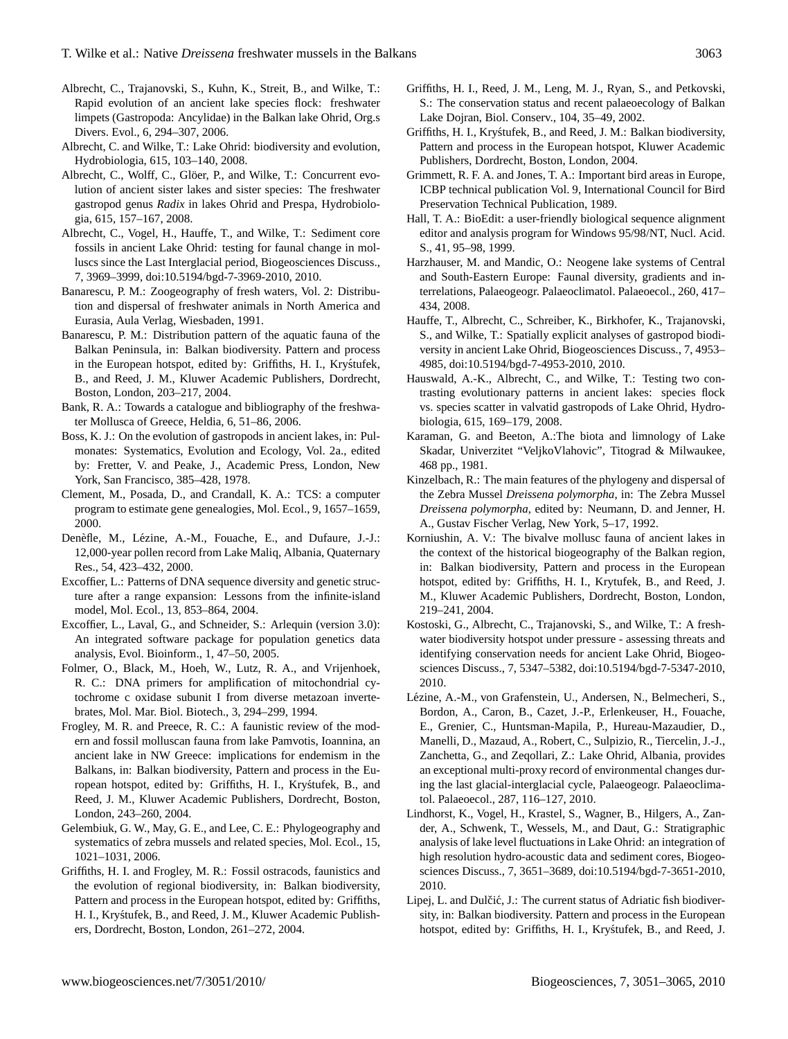Albrecht, C., Trajanovski, S., Kuhn, K., Streit, B., and Wilke, T.: Rapid evolution of an ancient lake species flock: freshwater limpets (Gastropoda: Ancylidae) in the Balkan lake Ohrid, Org.s Divers. Evol., 6, 294–307, 2006.

Albrecht, C. and Wilke, T.: Lake Ohrid: biodiversity and evolution, Hydrobiologia, 615, 103–140, 2008.

Albrecht, C., Wolff, C., Glöer, P., and Wilke, T.: Concurrent evolution of ancient sister lakes and sister species: The freshwater gastropod genus *Radix* in lakes Ohrid and Prespa, Hydrobiologia, 615, 157–167, 2008.

Albrecht, C., Vogel, H., Hauffe, T., and Wilke, T.: Sediment core fossils in ancient Lake Ohrid: testing for faunal change in molluscs since the Last Interglacial period, Biogeosciences Discuss., 7, 3969–3999, doi:10.5194/bgd-7-3969-2010, 2010.

Banarescu, P. M.: Zoogeography of fresh waters, Vol. 2: Distribution and dispersal of freshwater animals in North America and Eurasia, Aula Verlag, Wiesbaden, 1991.

Banarescu, P. M.: Distribution pattern of the aquatic fauna of the Balkan Peninsula, in: Balkan biodiversity. Pattern and process in the European hotspot, edited by: Griffiths, H. I., Kryśtufek, B., and Reed, J. M., Kluwer Academic Publishers, Dordrecht, Boston, London, 203–217, 2004.

Bank, R. A.: Towards a catalogue and bibliography of the freshwater Mollusca of Greece, Heldia, 6, 51–86, 2006.

Boss, K. J.: On the evolution of gastropods in ancient lakes, in: Pulmonates: Systematics, Evolution and Ecology, Vol. 2a., edited by: Fretter, V. and Peake, J., Academic Press, London, New York, San Francisco, 385–428, 1978.

Clement, M., Posada, D., and Crandall, K. A.: TCS: a computer program to estimate gene genealogies, Mol. Ecol., 9, 1657–1659, 2000.

Denèfle, M., Lézine, A.-M., Fouache, E., and Dufaure, J.-J.: 12,000-year pollen record from Lake Maliq, Albania, Quaternary Res., 54, 423–432, 2000.

Excoffier, L.: Patterns of DNA sequence diversity and genetic structure after a range expansion: Lessons from the infinite-island model, Mol. Ecol., 13, 853–864, 2004.

Excoffier, L., Laval, G., and Schneider, S.: Arlequin (version 3.0): An integrated software package for population genetics data analysis, Evol. Bioinform., 1, 47–50, 2005.

Folmer, O., Black, M., Hoeh, W., Lutz, R. A., and Vrijenhoek, R. C.: DNA primers for amplification of mitochondrial cytochrome c oxidase subunit I from diverse metazoan invertebrates, Mol. Mar. Biol. Biotech., 3, 294–299, 1994.

Frogley, M. R. and Preece, R. C.: A faunistic review of the modern and fossil molluscan fauna from lake Pamvotis, Ioannina, an ancient lake in NW Greece: implications for endemism in the Balkans, in: Balkan biodiversity, Pattern and process in the European hotspot, edited by: Griffiths, H. I., Kryśtufek, B., and Reed, J. M., Kluwer Academic Publishers, Dordrecht, Boston, London, 243–260, 2004.

Gelembiuk, G. W., May, G. E., and Lee, C. E.: Phylogeography and systematics of zebra mussels and related species, Mol. Ecol., 15, 1021–1031, 2006.

Griffiths, H. I. and Frogley, M. R.: Fossil ostracods, faunistics and the evolution of regional biodiversity, in: Balkan biodiversity, Pattern and process in the European hotspot, edited by: Griffiths, H. I., Kryśtufek, B., and Reed, J. M., Kluwer Academic Publishers, Dordrecht, Boston, London, 261–272, 2004.

Griffiths, H. I., Reed, J. M., Leng, M. J., Ryan, S., and Petkovski, S.: The conservation status and recent palaeoecology of Balkan Lake Dojran, Biol. Conserv., 104, 35–49, 2002.

Griffiths, H. I., Kryśtufek, B., and Reed, J. M.: Balkan biodiversity, Pattern and process in the European hotspot, Kluwer Academic Publishers, Dordrecht, Boston, London, 2004.

Grimmett, R. F. A. and Jones, T. A.: Important bird areas in Europe, ICBP technical publication Vol. 9, International Council for Bird Preservation Technical Publication, 1989.

Hall, T. A.: BioEdit: a user-friendly biological sequence alignment editor and analysis program for Windows 95/98/NT, Nucl. Acid. S., 41, 95–98, 1999.

Harzhauser, M. and Mandic, O.: Neogene lake systems of Central and South-Eastern Europe: Faunal diversity, gradients and interrelations, Palaeogeogr. Palaeoclimatol. Palaeoecol., 260, 417–434, 2008.

Hauffe, T., Albrecht, C., Schreiber, K., Birkhofer, K., Trajanovski, S., and Wilke, T.: Spatially explicit analyses of gastropod biodiversity in ancient Lake Ohrid, Biogeosciences Discuss., 7, 4953–4985, doi:10.5194/bgd-7-4953-2010, 2010.

Hauswald, A.-K., Albrecht, C., and Wilke, T.: Testing two contrasting evolutionary patterns in ancient lakes: species flock vs. species scatter in valvatid gastropods of Lake Ohrid, Hydrobiologia, 615, 169–179, 2008.

Karaman, G. and Beeton, A.:The biota and limnology of Lake Skadar, Univerzitet "VeljkoVlahovic", Titograd & Milwaukee, 468 pp., 1981.

Kinzelbach, R.: The main features of the phylogeny and dispersal of the Zebra Mussel *Dreissena polymorpha*, in: The Zebra Mussel *Dreissena polymorpha*, edited by: Neumann, D. and Jenner, H. A., Gustav Fischer Verlag, New York, 5–17, 1992.

Korniushin, A. V.: The bivalve mollusc fauna of ancient lakes in the context of the historical biogeography of the Balkan region, in: Balkan biodiversity, Pattern and process in the European hotspot, edited by: Griffiths, H. I., Krytufek, B., and Reed, J. M., Kluwer Academic Publishers, Dordrecht, Boston, London, 219–241, 2004.

Kostoski, G., Albrecht, C., Trajanovski, S., and Wilke, T.: A freshwater biodiversity hotspot under pressure - assessing threats and identifying conservation needs for ancient Lake Ohrid, Biogeosciences Discuss., 7, 5347–5382, doi:10.5194/bgd-7-5347-2010, 2010.

Lézine, A.-M., von Grafenstein, U., Andersen, N., Belmecheri, S., Bordon, A., Caron, B., Cazet, J.-P., Erlenkeuser, H., Fouache, E., Grenier, C., Huntsman-Mapila, P., Hureau-Mazaudier, D., Manelli, D., Mazaud, A., Robert, C., Sulpizio, R., Tiercelin, J.-J., Zanchetta, G., and Zeqollari, Z.: Lake Ohrid, Albania, provides an exceptional multi-proxy record of environmental changes during the last glacial-interglacial cycle, Palaeogeogr. Palaeoclimatol. Palaeoecol., 287, 116–127, 2010.

Lindhorst, K., Vogel, H., Krastel, S., Wagner, B., Hilgers, A., Zander, A., Schwenk, T., Wessels, M., and Daut, G.: Stratigraphic analysis of lake level fluctuations in Lake Ohrid: an integration of high resolution hydro-acoustic data and sediment cores, Biogeosciences Discuss., 7, 3651–3689, doi:10.5194/bgd-7-3651-2010, 2010.

Lipej, L. and Dulčić, J.: The current status of Adriatic fish biodiversity, in: Balkan biodiversity. Pattern and process in the European hotspot, edited by: Griffiths, H. I., Kryśtufek, B., and Reed, J.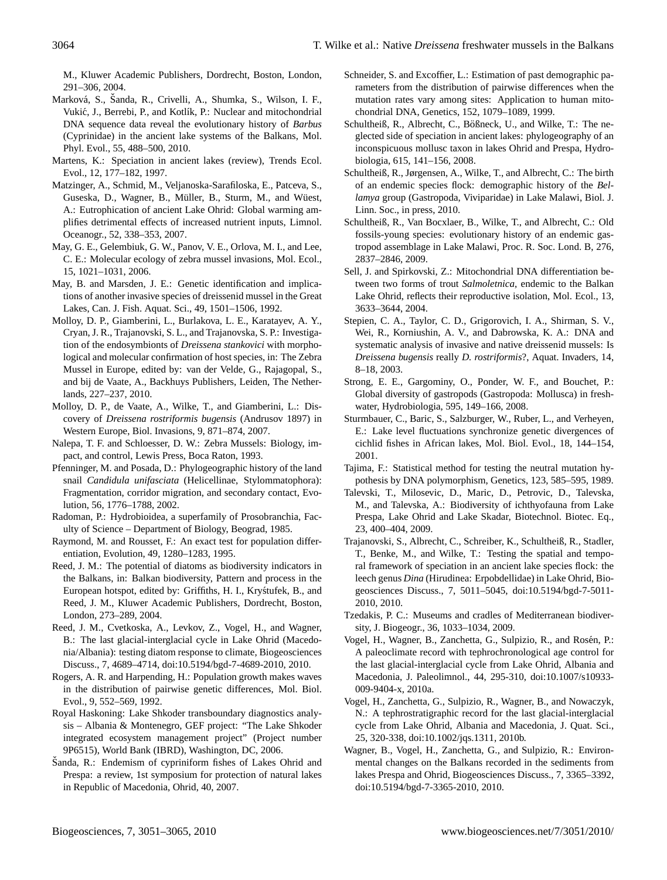M., Kluwer Academic Publishers, Dordrecht, Boston, London, 291–306, 2004.

Marková, S., Šanda, R., Crivelli, A., Shumka, S., Wilson, I. F., Vukić, J., Berrebi, P., and Kotlík, P.: Nuclear and mitochondrial DNA sequence data reveal the evolutionary history of *Barbus* (Cyprinidae) in the ancient lake systems of the Balkans, Mol. Phyl. Evol., 55, 488–500, 2010.

Martens, K.: Speciation in ancient lakes (review), Trends Ecol. Evol., 12, 177–182, 1997.

Matzinger, A., Schmid, M., Veljanoska-Sarafiloska, E., Patceva, S., Guseska, D., Wagner, B., Müller, B., Sturm, M., and Wüest, A.: Eutrophication of ancient Lake Ohrid: Global warming amplifies detrimental effects of increased nutrient inputs, Limnol. Oceanogr., 52, 338–353, 2007.

May, G. E., Gelembiuk, G. W., Panov, V. E., Orlova, M. I., and Lee, C. E.: Molecular ecology of zebra mussel invasions, Mol. Ecol., 15, 1021–1031, 2006.

May, B. and Marsden, J. E.: Genetic identification and implications of another invasive species of dreissenid mussel in the Great Lakes, Can. J. Fish. Aquat. Sci., 49, 1501–1506, 1992.

Molloy, D. P., Giamberini, L., Burlakova, L. E., Karatayev, A. Y., Cryan, J. R., Trajanovski, S. L., and Trajanovska, S. P.: Investigation of the endosymbionts of *Dreissena stankovici* with morphological and molecular confirmation of host species, in: The Zebra Mussel in Europe, edited by: van der Velde, G., Rajagopal, S., and bij de Vaate, A., Backhuys Publishers, Leiden, The Netherlands, 227–237, 2010.

Molloy, D. P., de Vaate, A., Wilke, T., and Giamberini, L.: Discovery of *Dreissena rostriformis bugensis* (Andrusov 1897) in Western Europe, Biol. Invasions, 9, 871–874, 2007.

Nalepa, T. F. and Schloesser, D. W.: Zebra Mussels: Biology, impact, and control, Lewis Press, Boca Raton, 1993.

Pfenninger, M. and Posada, D.: Phylogeographic history of the land snail *Candidula unifasciata* (Helicellinae, Stylommatophora): Fragmentation, corridor migration, and secondary contact, Evolution, 56, 1776–1788, 2002.

Radoman, P.: Hydrobioidea, a superfamily of Prosobranchia, Faculty of Science – Department of Biology, Beograd, 1985.

Raymond, M. and Rousset, F.: An exact test for population differentiation, Evolution, 49, 1280–1283, 1995.

Reed, J. M.: The potential of diatoms as biodiversity indicators in the Balkans, in: Balkan biodiversity, Pattern and process in the European hotspot, edited by: Griffiths, H. I., Kryśtufek, B., and Reed, J. M., Kluwer Academic Publishers, Dordrecht, Boston, London, 273–289, 2004.

Reed, J. M., Cvetkoska, A., Levkov, Z., Vogel, H., and Wagner, B.: The last glacial-interglacial cycle in Lake Ohrid (Macedonia/Albania): testing diatom response to climate, Biogeosciences Discuss., 7, 4689–4714, doi:10.5194/bgd-7-4689-2010, 2010.

Rogers, A. R. and Harpending, H.: Population growth makes waves in the distribution of pairwise genetic differences, Mol. Biol. Evol., 9, 552–569, 1992.

Royal Haskoning: Lake Shkoder transboundary diagnostics analysis – Albania & Montenegro, GEF project: "The Lake Shkoder integrated ecosystem management project" (Project number 9P6515), World Bank (IBRD), Washington, DC, 2006.

Šanda, R.: Endemism of cypriniform fishes of Lakes Ohrid and Prespa: a review, 1st symposium for protection of natural lakes in Republic of Macedonia, Ohrid, 40, 2007.

Schneider, S. and Excoffier, L.: Estimation of past demographic parameters from the distribution of pairwise differences when the mutation rates vary among sites: Application to human mitochondrial DNA, Genetics, 152, 1079–1089, 1999.

Schultheiß, R., Albrecht, C., Bößneck, U., and Wilke, T.: The neglected side of speciation in ancient lakes: phylogeography of an inconspicuous mollusc taxon in lakes Ohrid and Prespa, Hydrobiologia, 615, 141–156, 2008.

Schultheiß, R., Jørgensen, A., Wilke, T., and Albrecht, C.: The birth of an endemic species flock: demographic history of the *Bellamya* group (Gastropoda, Viviparidae) in Lake Malawi, Biol. J. Linn. Soc., in press, 2010.

Schultheiß, R., Van Bocxlaer, B., Wilke, T., and Albrecht, C.: Old fossils-young species: evolutionary history of an endemic gastropod assemblage in Lake Malawi, Proc. R. Soc. Lond. B, 276, 2837–2846, 2009.

Sell, J. and Spirkovski, Z.: Mitochondrial DNA differentiation between two forms of trout *Salmoletnica*, endemic to the Balkan Lake Ohrid, reflects their reproductive isolation, Mol. Ecol., 13, 3633–3644, 2004.

Stepien, C. A., Taylor, C. D., Grigorovich, I. A., Shirman, S. V., Wei, R., Korniushin, A. V., and Dabrowska, K. A.: DNA and systematic analysis of invasive and native dreissenid mussels: Is *Dreissena bugensis* really *D. rostriformis*?, Aquat. Invaders, 14, 8–18, 2003.

Strong, E. E., Gargominy, O., Ponder, W. F., and Bouchet, P.: Global diversity of gastropods (Gastropoda: Mollusca) in freshwater, Hydrobiologia, 595, 149–166, 2008.

Sturmbauer, C., Baric, S., Salzburger, W., Ruber, L., and Verheyen, E.: Lake level fluctuations synchronize genetic divergences of cichlid fishes in African lakes, Mol. Biol. Evol., 18, 144–154, 2001.

Tajima, F.: Statistical method for testing the neutral mutation hypothesis by DNA polymorphism, Genetics, 123, 585–595, 1989.

Talevski, T., Milosevic, D., Maric, D., Petrovic, D., Talevska, M., and Talevska, A.: Biodiversity of ichthyofauna from Lake Prespa, Lake Ohrid and Lake Skadar, Biotechnol. Biotec. Eq., 23, 400–404, 2009.

Trajanovski, S., Albrecht, C., Schreiber, K., Schultheiß, R., Stadler, T., Benke, M., and Wilke, T.: Testing the spatial and temporal framework of speciation in an ancient lake species flock: the leech genus *Dina* (Hirudinea: Erpobdellidae) in Lake Ohrid, Biogeosciences Discuss., 7, 5011–5045, doi:10.5194/bgd-7-5011-2010, 2010.

Tzedakis, P. C.: Museums and cradles of Mediterranean biodiversity, J. Biogeogr., 36, 1033–1034, 2009.

Vogel, H., Wagner, B., Zanchetta, G., Sulpizio, R., and Rosén, P.: A paleoclimate record with tephrochronological age control for the last glacial-interglacial cycle from Lake Ohrid, Albania and Macedonia, J. Paleolimnol., 44, 295-310, doi:10.1007/s10933-009-9404-x, 2010a.

Vogel, H., Zanchetta, G., Sulpizio, R., Wagner, B., and Nowaczyk, N.: A tephrostratigraphic record for the last glacial-interglacial cycle from Lake Ohrid, Albania and Macedonia, J. Quat. Sci., 25, 320-338, doi:10.1002/jqs.1311, 2010b.

Wagner, B., Vogel, H., Zanchetta, G., and Sulpizio, R.: Environmental changes on the Balkans recorded in the sediments from lakes Prespa and Ohrid, Biogeosciences Discuss., 7, 3365–3392, doi:10.5194/bgd-7-3365-2010, 2010.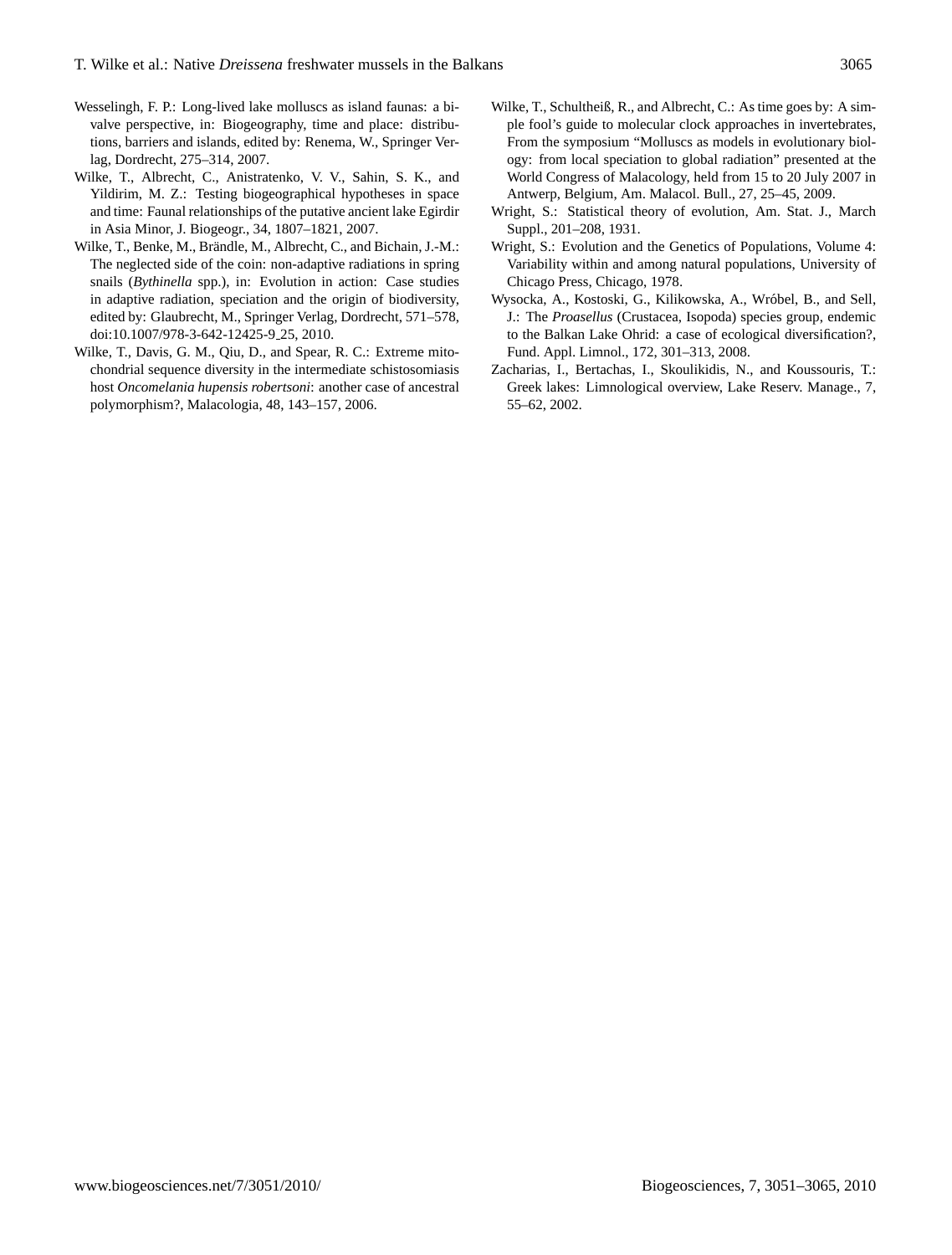Wesselingh, F. P.: Long-lived lake molluscs as island faunas: a bivalve perspective, in: Biogeography, time and place: distributions, barriers and islands, edited by: Renema, W., Springer Verlag, Dordrecht, 275–314, 2007.

Wilke, T., Albrecht, C., Anistratenko, V. V., Sahin, S. K., and Yildirim, M. Z.: Testing biogeographical hypotheses in space and time: Faunal relationships of the putative ancient lake Egirdir in Asia Minor, J. Biogeogr., 34, 1807–1821, 2007.

Wilke, T., Benke, M., Brändle, M., Albrecht, C., and Bichain, J.-M.: The neglected side of the coin: non-adaptive radiations in spring snails (*Bythinella* spp.), in: Evolution in action: Case studies in adaptive radiation, speciation and the origin of biodiversity, edited by: Glaubrecht, M., Springer Verlag, Dordrecht, 571–578, doi:10.1007/978-3-642-12425-9_25, 2010.

Wilke, T., Davis, G. M., Qiu, D., and Spear, R. C.: Extreme mitochondrial sequence diversity in the intermediate schistosomiasis host *Oncomelania hupensis robertsoni*: another case of ancestral polymorphism?, Malacologia, 48, 143–157, 2006.

Wilke, T., Schultheiß, R., and Albrecht, C.: As time goes by: A simple fool's guide to molecular clock approaches in invertebrates, From the symposium "Molluscs as models in evolutionary biology: from local speciation to global radiation" presented at the World Congress of Malacology, held from 15 to 20 July 2007 in Antwerp, Belgium, Am. Malacol. Bull., 27, 25–45, 2009.

Wright, S.: Statistical theory of evolution, Am. Stat. J., March Suppl., 201–208, 1931.

Wright, S.: Evolution and the Genetics of Populations, Volume 4: Variability within and among natural populations, University of Chicago Press, Chicago, 1978.

Wysocka, A., Kostoski, G., Kilikowska, A., Wróbel, B., and Sell, J.: The *Proasellus* (Crustacea, Isopoda) species group, endemic to the Balkan Lake Ohrid: a case of ecological diversification?, Fund. Appl. Limnol., 172, 301–313, 2008.

Zacharias, I., Bertachas, I., Skoulikidis, N., and Koussouris, T.: Greek lakes: Limnological overview, Lake Reserv. Manage., 7, 55–62, 2002.